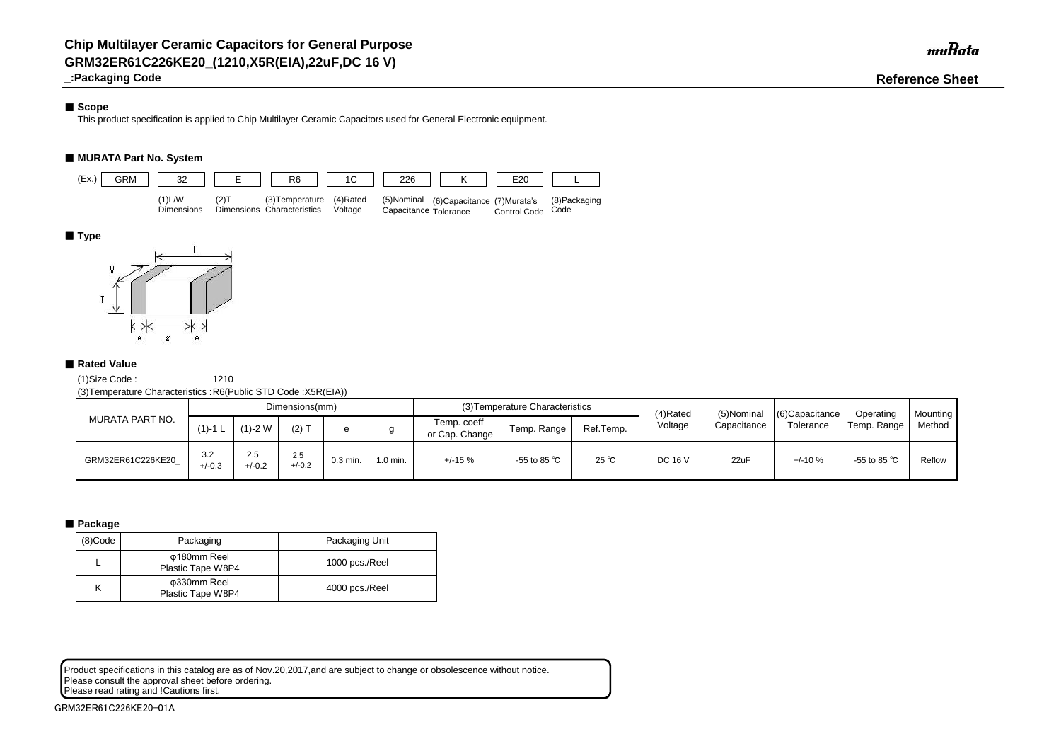# Chip Multilayer Ceramic Capacitors for General Purpose
## GRM32ER61C226KE20_(1210,X5R(EIA),22uF,DC 16 V)
### _:Packaging Code

**Reference Sheet**

### ■ Scope

This product specification is applied to Chip Multilayer Ceramic Capacitors used for General Electronic equipment.

### ■ MURATA Part No. System

| (Ex.) GRM | 32 | E | R6 | 1C | 226 | K | E20 | L |
|---|---|---|---|---|---|---|---|---|
| | (1)L/W Dimensions | (2)T Dimensions | (3)Temperature Characteristics | (4)Rated Voltage | (5)Nominal Capacitance | (6)Capacitance Tolerance | (7)Murata's Control Code | (8)Packaging Code |

### ■ Type

L, W, T, e, g, e

### ■ Rated Value

(1)Size Code : 1210

(3)Temperature Characteristics : R6(Public STD Code :X5R(EIA))

| MURATA PART NO. | Dimensions(mm) | | | | | (3)Temperature Characteristics | | | (4)Rated Voltage | (5)Nominal Capacitance | (6)Capacitance Tolerance | Operating Temp. Range | Mounting Method |
|---|---|---|---|---|---|---|---|---|---|---|---|---|---|
| | (1)-1 L | (1)-2 W | (2) T | e | g | Temp. coeff or Cap. Change | Temp. Range | Ref.Temp. | | | | | |
| GRM32ER61C226KE20_ | 3.2 +/-0.3 | 2.5 +/-0.2 | 2.5 +/-0.2 | 0.3 min. | 1.0 min. | +/-15 % | -55 to 85 ℃ | 25 ℃ | DC 16 V | 22uF | +/-10 % | -55 to 85 ℃ | Reflow |

### ■ Package

| (8)Code | Packaging | Packaging Unit |
|---|---|---|
| L | φ180mm Reel Plastic Tape W8P4 | 1000 pcs./Reel |
| K | φ330mm Reel Plastic Tape W8P4 | 4000 pcs./Reel |

Product specifications in this catalog are as of Nov.20,2017,and are subject to change or obsolescence without notice.
Please consult the approval sheet before ordering.
Please read rating and !Cautions first.

GRM32ER61C226KE20-01A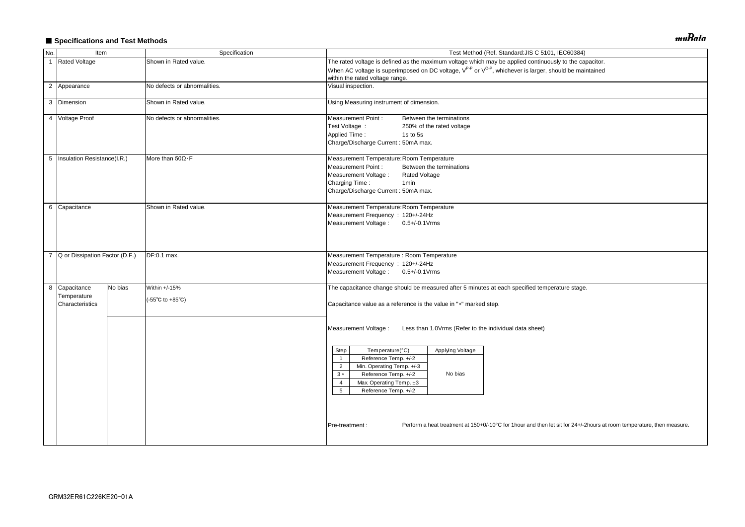## ■ Specifications and Test Methods

| No. | Item | | Specification | Test Method (Ref. Standard:JIS C 5101, IEC60384) |
|---|---|---|---|---|
| 1 | Rated Voltage | | Shown in Rated value. | The rated voltage is defined as the maximum voltage which may be applied continuously to the capacitor.<br>When AC voltage is superimposed on DC voltage, $V^{P-P}$ or $V^{O-P}$, whichever is larger, should be maintained within the rated voltage range. |
| 2 | Appearance | | No defects or abnormalities. | Visual inspection. |
| 3 | Dimension | | Shown in Rated value. | Using Measuring instrument of dimension. |
| 4 | Voltage Proof | | No defects or abnormalities. | Measurement Point : Between the terminations<br>Test Voltage : 250% of the rated voltage<br>Applied Time : 1s to 5s<br>Charge/Discharge Current : 50mA max. |
| 5 | Insulation Resistance(I.R.) | | More than 50Ω・F | Measurement Temperature:Room Temperature<br>Measurement Point : Between the terminations<br>Measurement Voltage : Rated Voltage<br>Charging Time : 1min<br>Charge/Discharge Current : 50mA max. |
| 6 | Capacitance | | Shown in Rated value. | Measurement Temperature:Room Temperature<br>Measurement Frequency : 120+/-24Hz<br>Measurement Voltage : 0.5+/-0.1Vrms |
| 7 | Q or Dissipation Factor (D.F.) | | DF:0.1 max. | Measurement Temperature : Room Temperature<br>Measurement Frequency : 120+/-24Hz<br>Measurement Voltage : 0.5+/-0.1Vrms |
| 8 | Capacitance Temperature Characteristics | No bias | Within +/-15%<br>(-55℃ to +85℃) | The capacitance change should be measured after 5 minutes at each specified temperature stage.<br>Capacitance value as a reference is the value in "*" marked step.<br>Measurement Voltage : Less than 1.0Vrms (Refer to the individual data sheet)<br>Pre-treatment : Perform a heat treatment at 150+0/-10°C for 1hour and then let sit for 24+/-2hours at room temperature, then measure. |

| Step | Temperature(°C) | Applying Voltage |
|---|---|---|
| 1 | Reference Temp. +/-2 | No bias |
| 2 | Min. Operating Temp. +/-3 | |
| 3 * | Reference Temp. +/-2 | |
| 4 | Max. Operating Temp. ±3 | |
| 5 | Reference Temp. +/-2 | |

GRM32ER61C226KE20-01A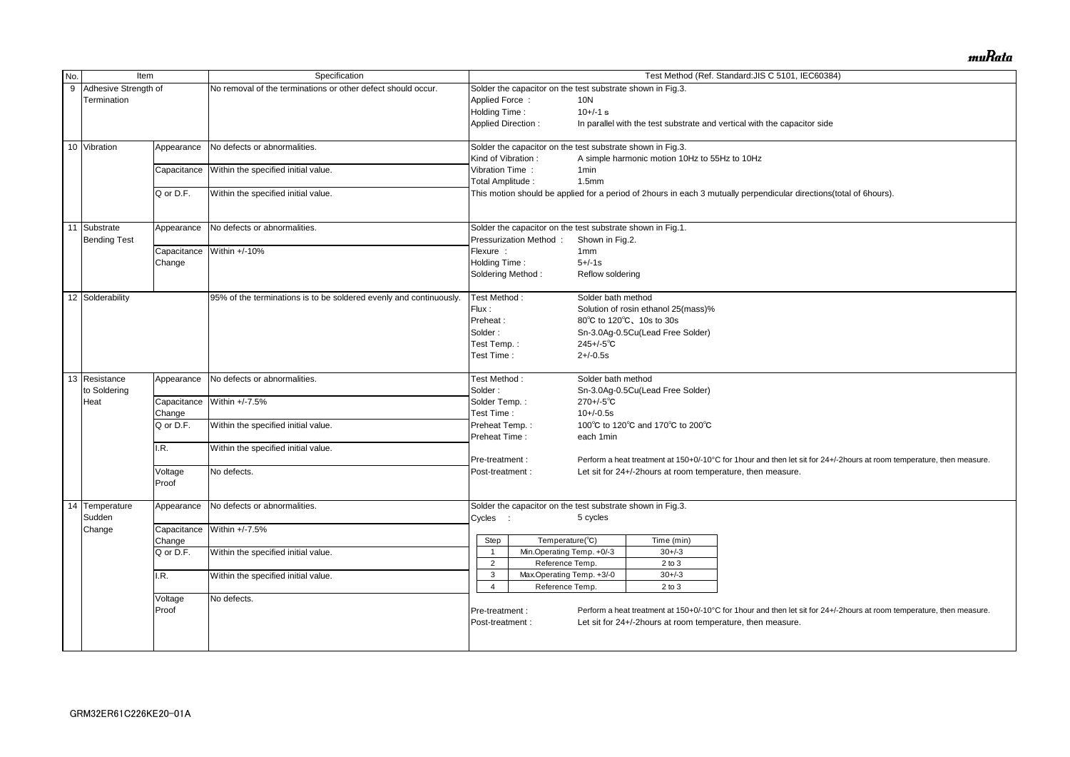| No. | Item | | Specification | Test Method (Ref. Standard:JIS C 5101, IEC60384) |
|---|---|---|---|---|
| 9 | Adhesive Strength of Termination | | No removal of the terminations or other defect should occur. | Solder the capacitor on the test substrate shown in Fig.3.<br>Applied Force : 10N<br>Holding Time : 10+/-1 s<br>Applied Direction : In parallel with the test substrate and vertical with the capacitor side |
| 10 | Vibration | Appearance | No defects or abnormalities. | Solder the capacitor on the test substrate shown in Fig.3.<br>Kind of Vibration : A simple harmonic motion 10Hz to 55Hz to 10Hz<br>Vibration Time : 1min<br>Total Amplitude : 1.5mm<br>This motion should be applied for a period of 2hours in each 3 mutually perpendicular directions(total of 6hours). |
| | | Capacitance | Within the specified initial value. | |
| | | Q or D.F. | Within the specified initial value. | |
| 11 | Substrate Bending Test | Appearance | No defects or abnormalities. | Solder the capacitor on the test substrate shown in Fig.1.<br>Pressurization Method : Shown in Fig.2.<br>Flexure : 1mm<br>Holding Time : 5+/-1s<br>Soldering Method : Reflow soldering |
| | | Capacitance Change | Within +/-10% | |
| 12 | Solderability | | 95% of the terminations is to be soldered evenly and continuously. | Test Method : Solder bath method<br>Flux : Solution of rosin ethanol 25(mass)%<br>Preheat : 80℃ to 120℃、10s to 30s<br>Solder : Sn-3.0Ag-0.5Cu(Lead Free Solder)<br>Test Temp. : 245+/-5℃<br>Test Time : 2+/-0.5s |
| 13 | Resistance to Soldering Heat | Appearance | No defects or abnormalities. | Test Method : Solder bath method<br>Solder : Sn-3.0Ag-0.5Cu(Lead Free Solder)<br>Solder Temp. : 270+/-5℃<br>Test Time : 10+/-0.5s<br>Preheat Temp. : 100℃ to 120℃ and 170℃ to 200℃<br>Preheat Time : each 1min<br>Pre-treatment : Perform a heat treatment at 150+0/-10°C for 1hour and then let sit for 24+/-2hours at room temperature, then measure.<br>Post-treatment : Let sit for 24+/-2hours at room temperature, then measure. |
| | | Capacitance Change | Within +/-7.5% | |
| | | Q or D.F. | Within the specified initial value. | |
| | | I.R. | Within the specified initial value. | |
| | | Voltage Proof | No defects. | |
| 14 | Temperature Sudden Change | Appearance | No defects or abnormalities. | Solder the capacitor on the test substrate shown in Fig.3.<br>Cycles : 5 cycles<br>Step 1: Temperature(℃) Min.Operating Temp. +0/-3, Time (min) 30+/-3<br>Step 2: Reference Temp., 2 to 3<br>Step 3: Max.Operating Temp. +3/-0, 30+/-3<br>Step 4: Reference Temp., 2 to 3<br>Pre-treatment : Perform a heat treatment at 150+0/-10°C for 1hour and then let sit for 24+/-2hours at room temperature, then measure.<br>Post-treatment : Let sit for 24+/-2hours at room temperature, then measure. |
| | | Capacitance Change | Within +/-7.5% | |
| | | Q or D.F. | Within the specified initial value. | |
| | | I.R. | Within the specified initial value. | |
| | | Voltage Proof | No defects. | |

| Step | Temperature(℃) | Time (min) |
|---|---|---|
| 1 | Min.Operating Temp. +0/-3 | 30+/-3 |
| 2 | Reference Temp. | 2 to 3 |
| 3 | Max.Operating Temp. +3/-0 | 30+/-3 |
| 4 | Reference Temp. | 2 to 3 |

GRM32ER61C226KE20-01A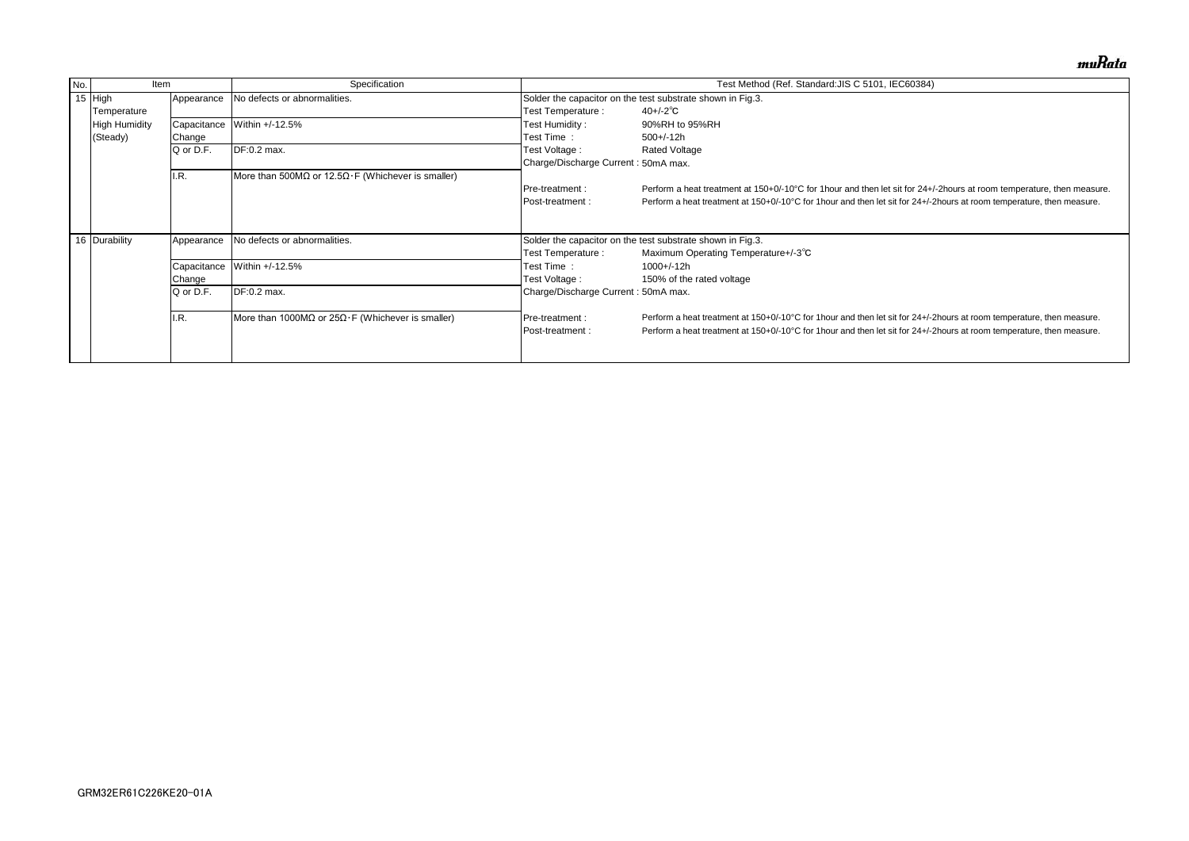| No. | Item | | Specification | Test Method (Ref. Standard:JIS C 5101, IEC60384) |
|---|---|---|---|---|
| 15 | High Temperature High Humidity (Steady) | Appearance | No defects or abnormalities. | Solder the capacitor on the test substrate shown in Fig.3.<br>Test Temperature : 40+/-2℃<br>Test Humidity : 90%RH to 95%RH<br>Test Time : 500+/-12h<br>Test Voltage : Rated Voltage<br>Charge/Discharge Current : 50mA max.<br>Pre-treatment : Perform a heat treatment at 150+0/-10°C for 1hour and then let sit for 24+/-2hours at room temperature, then measure.<br>Post-treatment : Perform a heat treatment at 150+0/-10°C for 1hour and then let sit for 24+/-2hours at room temperature, then measure. |
| | | Capacitance Change | Within +/-12.5% | |
| | | Q or D.F. | DF:0.2 max. | |
| | | I.R. | More than 500MΩ or 12.5Ω･F (Whichever is smaller) | |
| 16 | Durability | Appearance | No defects or abnormalities. | Solder the capacitor on the test substrate shown in Fig.3.<br>Test Temperature : Maximum Operating Temperature+/-3℃<br>Test Time : 1000+/-12h<br>Test Voltage : 150% of the rated voltage<br>Charge/Discharge Current : 50mA max.<br>Pre-treatment : Perform a heat treatment at 150+0/-10°C for 1hour and then let sit for 24+/-2hours at room temperature, then measure.<br>Post-treatment : Perform a heat treatment at 150+0/-10°C for 1hour and then let sit for 24+/-2hours at room temperature, then measure. |
| | | Capacitance Change | Within +/-12.5% | |
| | | Q or D.F. | DF:0.2 max. | |
| | | I.R. | More than 1000MΩ or 25Ω･F (Whichever is smaller) | |

GRM32ER61C226KE20-01A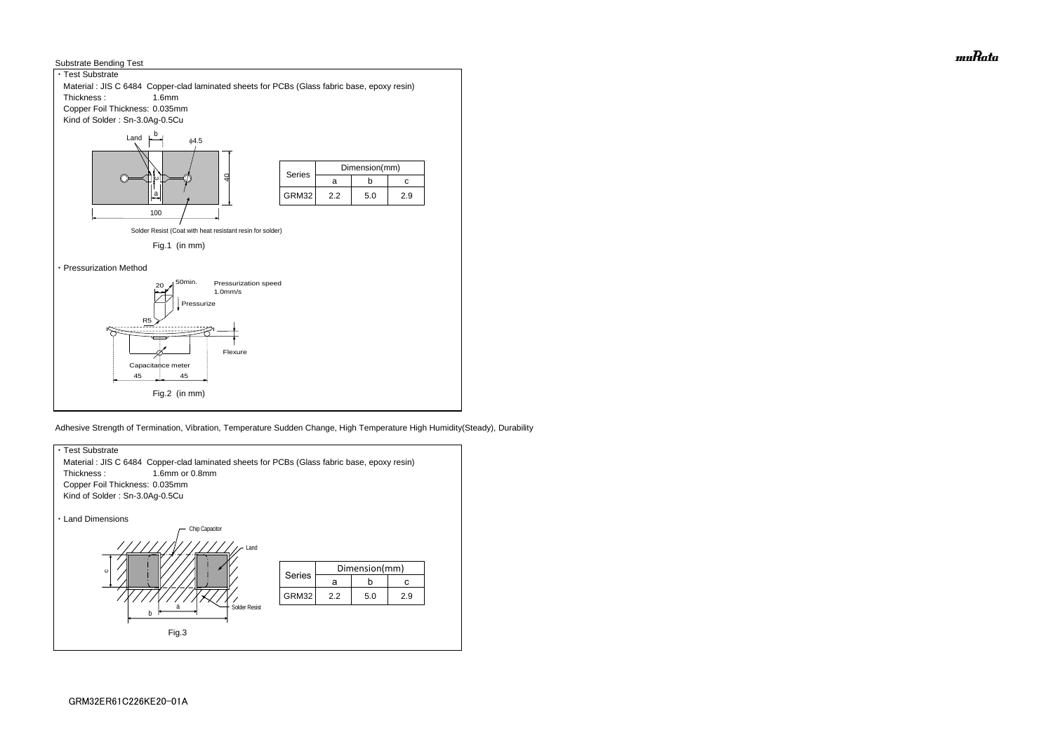## Substrate Bending Test

・Test Substrate

Material : JIS C 6484 Copper-clad laminated sheets for PCBs (Glass fabric base, epoxy resin)

Thickness : 1.6mm

Copper Foil Thickness: 0.035mm

Kind of Solder : Sn-3.0Ag-0.5Cu

| Series | Dimension(mm) | | |
|---|---|---|---|
| | a | b | c |
| GRM32 | 2.2 | 5.0 | 2.9 |

Fig.1 (in mm)

・Pressurization Method

Pressurization speed 1.0mm/s

Fig.2 (in mm)

## Adhesive Strength of Termination, Vibration, Temperature Sudden Change, High Temperature High Humidity(Steady), Durability

・Test Substrate

Material : JIS C 6484 Copper-clad laminated sheets for PCBs (Glass fabric base, epoxy resin)

Thickness : 1.6mm or 0.8mm

Copper Foil Thickness: 0.035mm

Kind of Solder : Sn-3.0Ag-0.5Cu

・Land Dimensions

| Series | Dimension(mm) | | |
|---|---|---|---|
| | a | b | c |
| GRM32 | 2.2 | 5.0 | 2.9 |

Fig.3

GRM32ER61C226KE20-01A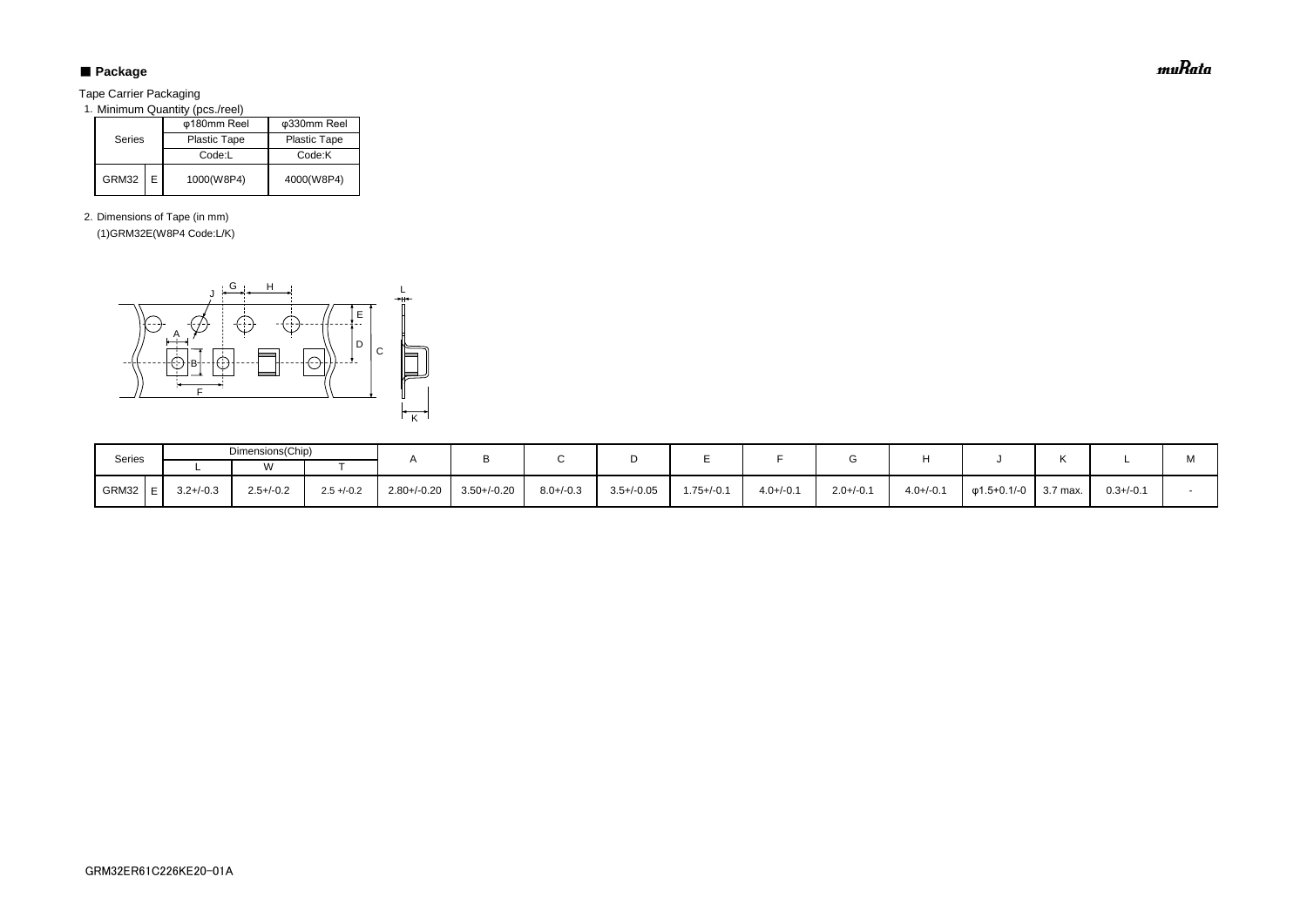## ■ Package

Tape Carrier Packaging

1. Minimum Quantity (pcs./reel)

| Series | | φ180mm Reel | φ330mm Reel |
|---|---|---|---|
| | | Plastic Tape | Plastic Tape |
| | | Code:L | Code:K |
| GRM32 | E | 1000(W8P4) | 4000(W8P4) |

2. Dimensions of Tape (in mm)

(1)GRM32E(W8P4 Code:L/K)

| Series | | Dimensions(Chip) | | | A | B | C | D | E | F | G | H | J | K | L | M |
|---|---|---|---|---|---|---|---|---|---|---|---|---|---|---|---|---|
| | | L | W | T | | | | | | | | | | | | |
| GRM32 | E | 3.2+/-0.3 | 2.5+/-0.2 | 2.5 +/-0.2 | 2.80+/-0.20 | 3.50+/-0.20 | 8.0+/-0.3 | 3.5+/-0.05 | 1.75+/-0.1 | 4.0+/-0.1 | 2.0+/-0.1 | 4.0+/-0.1 | φ1.5+0.1/-0 | 3.7 max. | 0.3+/-0.1 | - |

GRM32ER61C226KE20-01A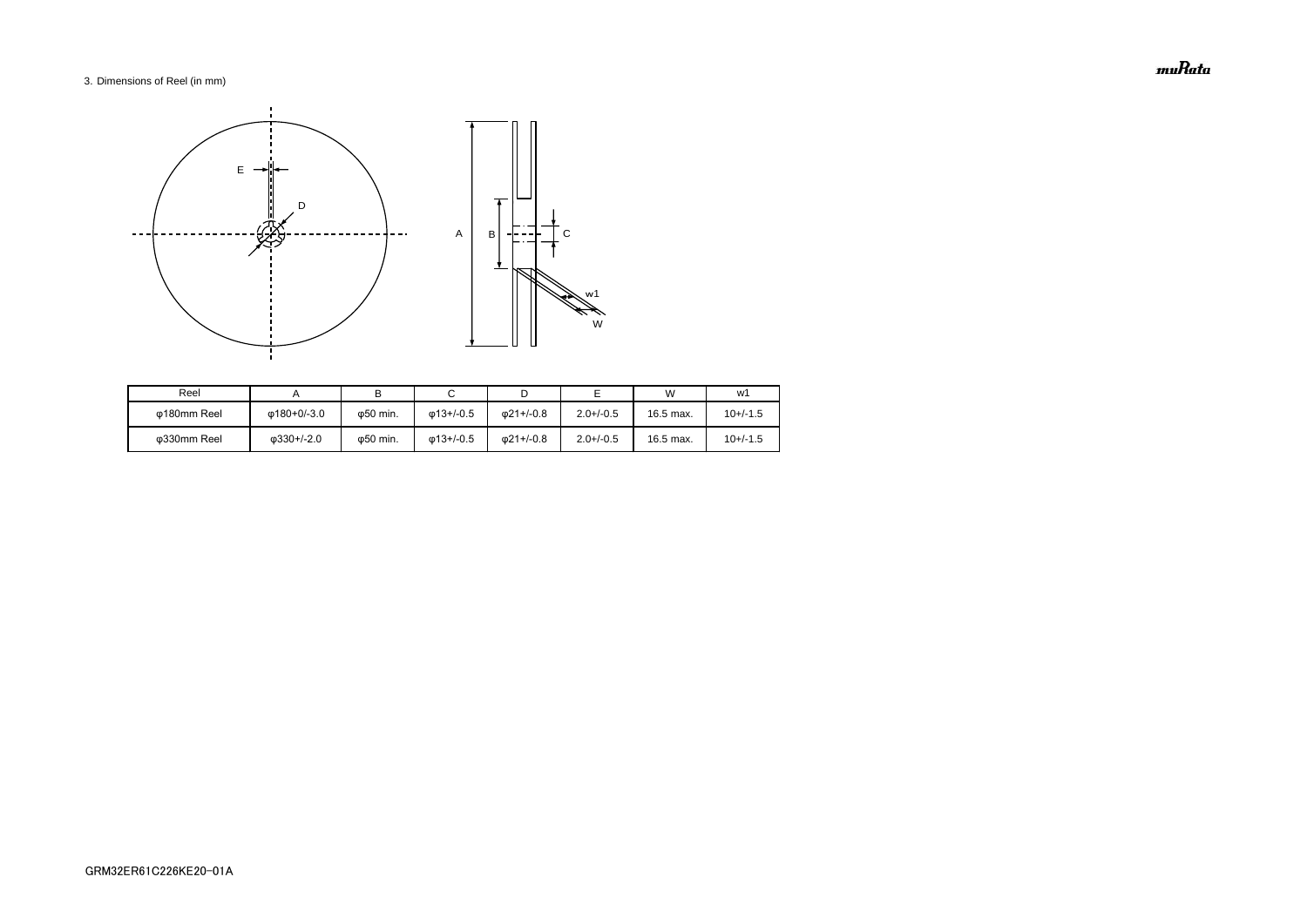3. Dimensions of Reel (in mm)

| Reel | A | B | C | D | E | W | w1 |
|---|---|---|---|---|---|---|---|
| φ180mm Reel | φ180+0/-3.0 | φ50 min. | φ13+/-0.5 | φ21+/-0.8 | 2.0+/-0.5 | 16.5 max. | 10+/-1.5 |
| φ330mm Reel | φ330+/-2.0 | φ50 min. | φ13+/-0.5 | φ21+/-0.8 | 2.0+/-0.5 | 16.5 max. | 10+/-1.5 |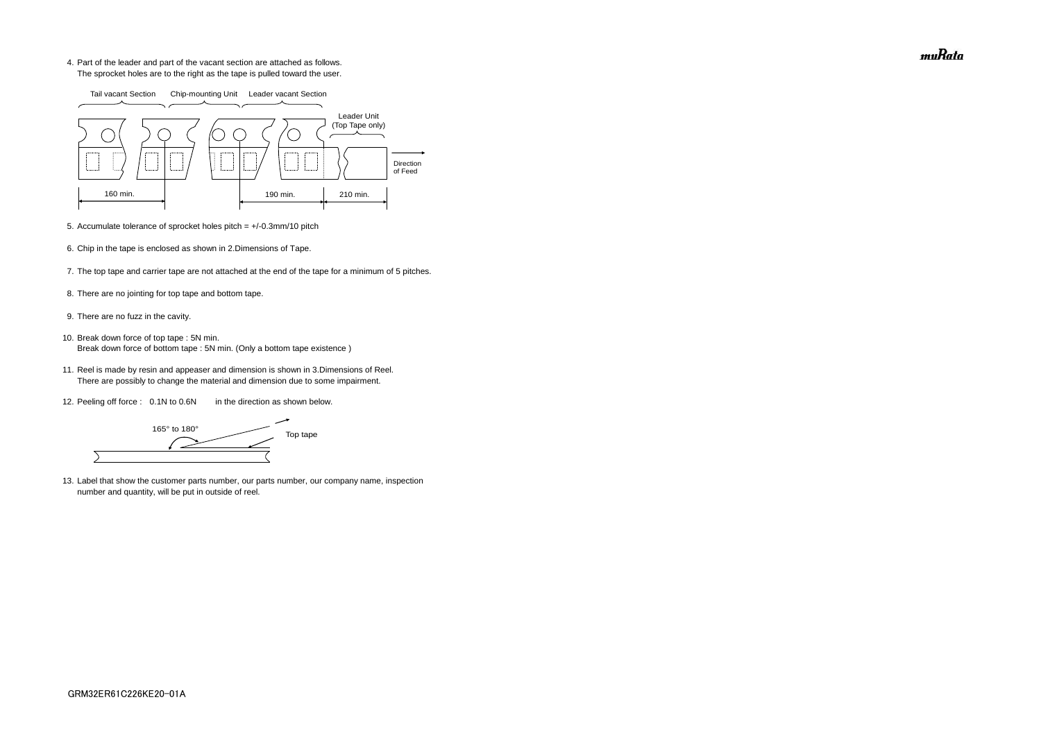4. Part of the leader and part of the vacant section are attached as follows.
   The sprocket holes are to the right as the tape is pulled toward the user.

Tail vacant Section　Chip-mounting Unit　Leader vacant Section

Leader Unit (Top Tape only)

Direction of Feed

160 min.　190 min.　210 min.

5. Accumulate tolerance of sprocket holes pitch = +/-0.3mm/10 pitch

6. Chip in the tape is enclosed as shown in 2.Dimensions of Tape.

7. The top tape and carrier tape are not attached at the end of the tape for a minimum of 5 pitches.

8. There are no jointing for top tape and bottom tape.

9. There are no fuzz in the cavity.

10. Break down force of top tape : 5N min.
    Break down force of bottom tape : 5N min. (Only a bottom tape existence )

11. Reel is made by resin and appeaser and dimension is shown in 3.Dimensions of Reel.
    There are possibly to change the material and dimension due to some impairment.

12. Peeling off force : 0.1N to 0.6N　　in the direction as shown below.

165° to 180°　Top tape

13. Label that show the customer parts number, our parts number, our company name, inspection number and quantity, will be put in outside of reel.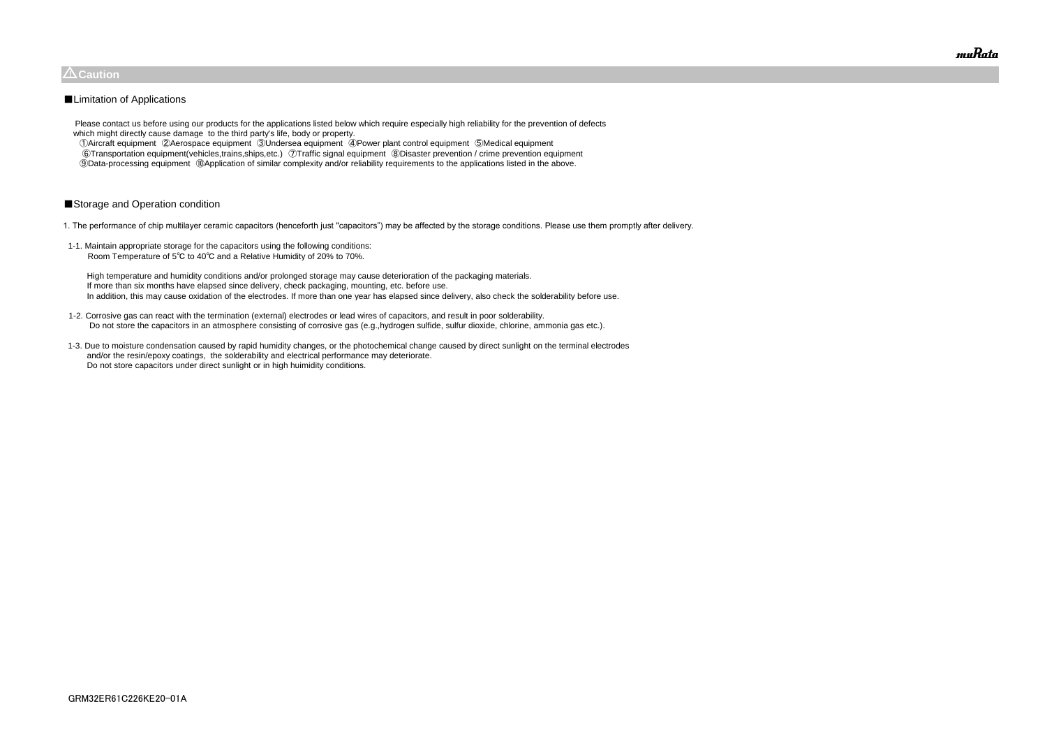## ⚠Caution

### ■Limitation of Applications

Please contact us before using our products for the applications listed below which require especially high reliability for the prevention of defects which might directly cause damage to the third party's life, body or property.

①Aircraft equipment ②Aerospace equipment ③Undersea equipment ④Power plant control equipment ⑤Medical equipment
⑥Transportation equipment(vehicles,trains,ships,etc.) ⑦Traffic signal equipment ⑧Disaster prevention / crime prevention equipment
⑨Data-processing equipment ⑩Application of similar complexity and/or reliability requirements to the applications listed in the above.

### ■Storage and Operation condition

1. The performance of chip multilayer ceramic capacitors (henceforth just "capacitors") may be affected by the storage conditions. Please use them promptly after delivery.

1-1. Maintain appropriate storage for the capacitors using the following conditions:
Room Temperature of 5℃ to 40℃ and a Relative Humidity of 20% to 70%.

High temperature and humidity conditions and/or prolonged storage may cause deterioration of the packaging materials.
If more than six months have elapsed since delivery, check packaging, mounting, etc. before use.
In addition, this may cause oxidation of the electrodes. If more than one year has elapsed since delivery, also check the solderability before use.

1-2. Corrosive gas can react with the termination (external) electrodes or lead wires of capacitors, and result in poor solderability.
Do not store the capacitors in an atmosphere consisting of corrosive gas (e.g.,hydrogen sulfide, sulfur dioxide, chlorine, ammonia gas etc.).

1-3. Due to moisture condensation caused by rapid humidity changes, or the photochemical change caused by direct sunlight on the terminal electrodes and/or the resin/epoxy coatings, the solderability and electrical performance may deteriorate.
Do not store capacitors under direct sunlight or in high huimidity conditions.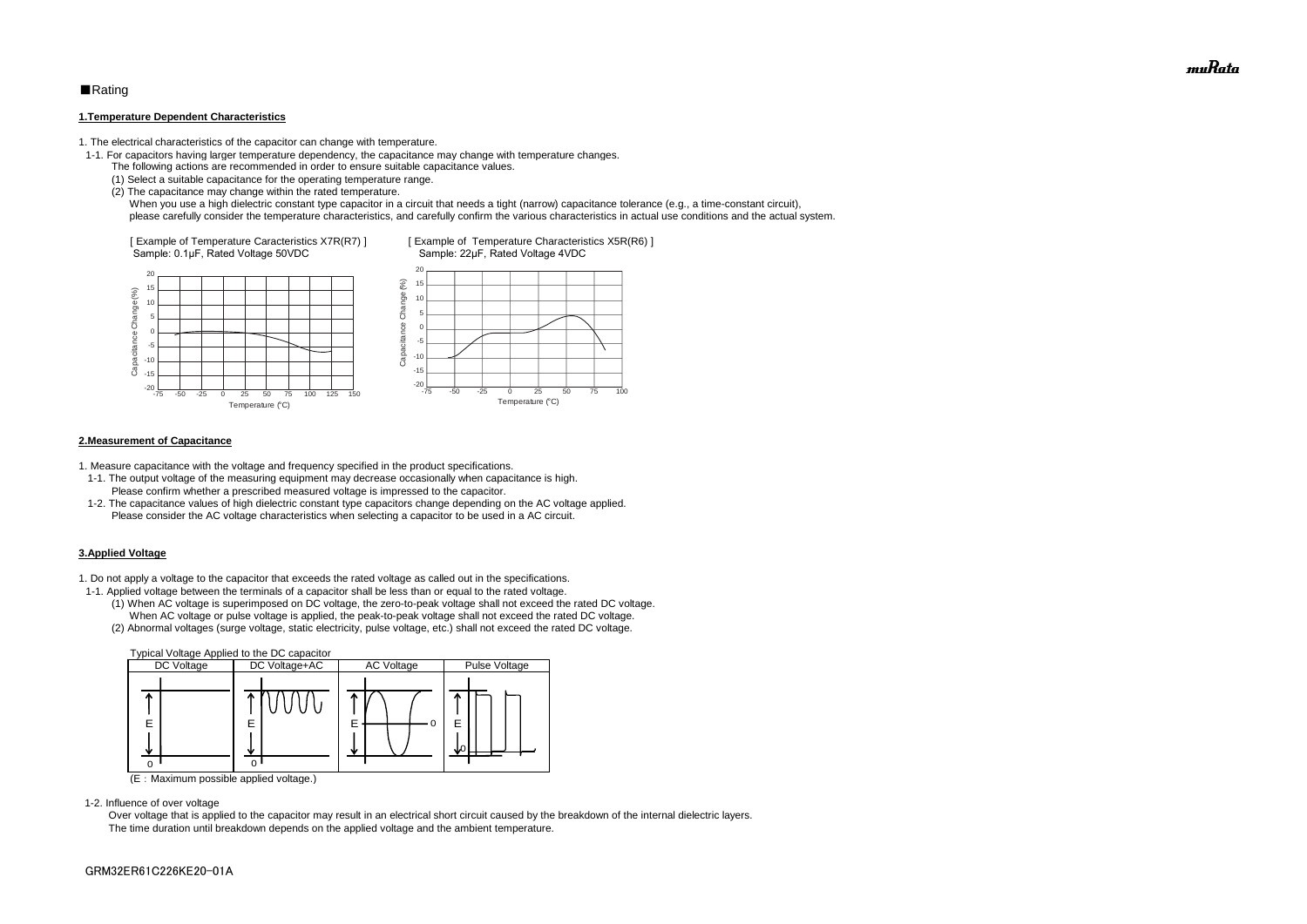■Rating

**1.Temperature Dependent Characteristics**

1. The electrical characteristics of the capacitor can change with temperature.
  1-1. For capacitors having larger temperature dependency, the capacitance may change with temperature changes.
    The following actions are recommended in order to ensure suitable capacitance values.
    (1) Select a suitable capacitance for the operating temperature range.
    (2) The capacitance may change within the rated temperature.
      When you use a high dielectric constant type capacitor in a circuit that needs a tight (narrow) capacitance tolerance (e.g., a time-constant circuit),
      please carefully consider the temperature characteristics, and carefully confirm the various characteristics in actual use conditions and the actual system.

[ Example of Temperature Caracteristics X7R(R7) ]
Sample: 0.1μF, Rated Voltage 50VDC

[ Example of Temperature Characteristics X5R(R6) ]
Sample: 22μF, Rated Voltage 4VDC

**2.Measurement of Capacitance**

1. Measure capacitance with the voltage and frequency specified in the product specifications.
  1-1. The output voltage of the measuring equipment may decrease occasionally when capacitance is high.
    Please confirm whether a prescribed measured voltage is impressed to the capacitor.
  1-2. The capacitance values of high dielectric constant type capacitors change depending on the AC voltage applied.
    Please consider the AC voltage characteristics when selecting a capacitor to be used in a AC circuit.

**3.Applied Voltage**

1. Do not apply a voltage to the capacitor that exceeds the rated voltage as called out in the specifications.
  1-1. Applied voltage between the terminals of a capacitor shall be less than or equal to the rated voltage.
    (1) When AC voltage is superimposed on DC voltage, the zero-to-peak voltage shall not exceed the rated DC voltage.
      When AC voltage or pulse voltage is applied, the peak-to-peak voltage shall not exceed the rated DC voltage.
    (2) Abnormal voltages (surge voltage, static electricity, pulse voltage, etc.) shall not exceed the rated DC voltage.

Typical Voltage Applied to the DC capacitor

| DC Voltage | DC Voltage+AC | AC Voltage | Pulse Voltage |
| --- | --- | --- | --- |

(E：Maximum possible applied voltage.)

  1-2. Influence of over voltage
    Over voltage that is applied to the capacitor may result in an electrical short circuit caused by the breakdown of the internal dielectric layers.
    The time duration until breakdown depends on the applied voltage and the ambient temperature.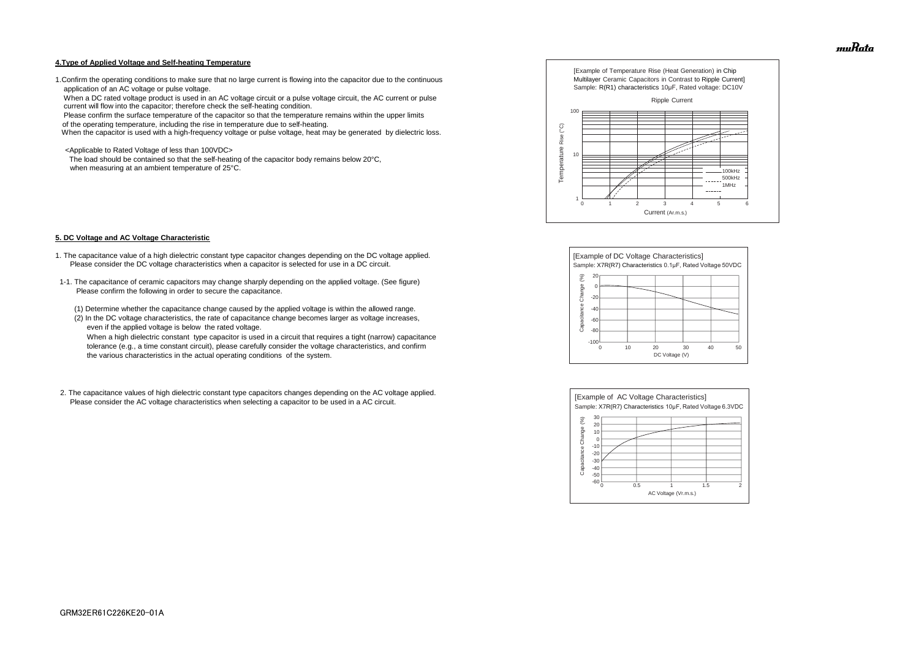#### 4.Type of Applied Voltage and Self-heating Temperature

1.Confirm the operating conditions to make sure that no large current is flowing into the capacitor due to the continuous application of an AC voltage or pulse voltage.
When a DC rated voltage product is used in an AC voltage circuit or a pulse voltage circuit, the AC current or pulse current will flow into the capacitor; therefore check the self-heating condition.
Please confirm the surface temperature of the capacitor so that the temperature remains within the upper limits of the operating temperature, including the rise in temperature due to self-heating.
When the capacitor is used with a high-frequency voltage or pulse voltage, heat may be generated by dielectric loss.

<Applicable to Rated Voltage of less than 100VDC>
The load should be contained so that the self-heating of the capacitor body remains below 20°C, when measuring at an ambient temperature of 25°C.

[Example of Temperature Rise (Heat Generation) in Chip Multilayer Ceramic Capacitors in Contrast to Ripple Current]
Sample: R(R1) characteristics 10μF, Rated voltage: DC10V

Ripple Current

Temperature Rise (°C) vs. Current (Ar.m.s.) — 100kHz, 500kHz, 1MHz

#### 5. DC Voltage and AC Voltage Characteristic

1. The capacitance value of a high dielectric constant type capacitor changes depending on the DC voltage applied. Please consider the DC voltage characteristics when a capacitor is selected for use in a DC circuit.

1-1. The capacitance of ceramic capacitors may change sharply depending on the applied voltage. (See figure) Please confirm the following in order to secure the capacitance.

(1) Determine whether the capacitance change caused by the applied voltage is within the allowed range.
(2) In the DC voltage characteristics, the rate of capacitance change becomes larger as voltage increases, even if the applied voltage is below the rated voltage.
When a high dielectric constant type capacitor is used in a circuit that requires a tight (narrow) capacitance tolerance (e.g., a time constant circuit), please carefully consider the voltage characteristics, and confirm the various characteristics in the actual operating conditions of the system.

[Example of DC Voltage Characteristics]
Sample: X7R(R7) Characteristics 0.1μF, Rated Voltage 50VDC

Capacitance Change (%) vs. DC Voltage (V)

2. The capacitance values of high dielectric constant type capacitors changes depending on the AC voltage applied. Please consider the AC voltage characteristics when selecting a capacitor to be used in a AC circuit.

[Example of AC Voltage Characteristics]
Sample: X7R(R7) Characteristics 10μF, Rated Voltage 6.3VDC

Capacitance Change (%) vs. AC Voltage (Vr.m.s.)

GRM32ER61C226KE20-01A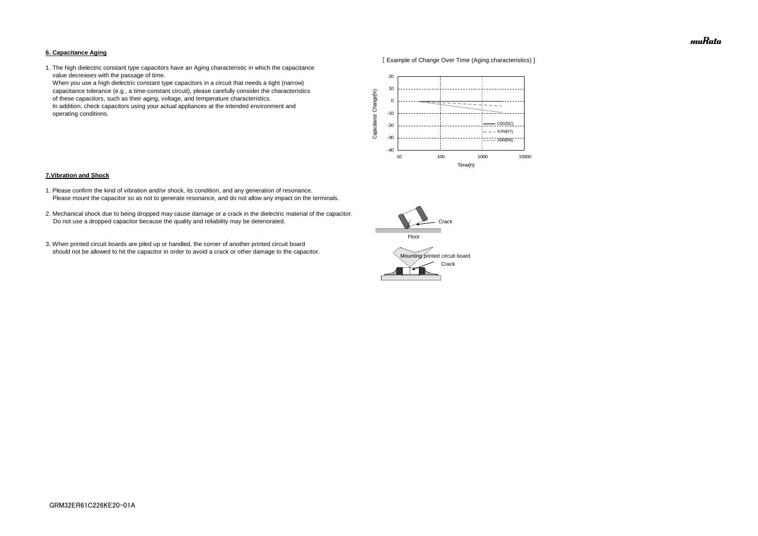## 6. Capacitance Aging

1. The high dielectric constant type capacitors have an Aging characteristic in which the capacitance value decreases with the passage of time.
   When you use a high dielectric constant type capacitors in a circuit that needs a tight (narrow) capacitance tolerance (e.g., a time-constant circuit), please carefully consider the characteristics of these capacitors, such as their aging, voltage, and temperature characteristics.
   In addition, check capacitors using your actual appliances at the intended environment and operating conditions.

[ Example of Change Over Time (Aging characteristics) ]

## 7.Vibration and Shock

1. Please confirm the kind of vibration and/or shock, its condition, and any generation of resonance.
   Please mount the capacitor so as not to generate resonance, and do not allow any impact on the terminals.

2. Mechanical shock due to being dropped may cause damage or a crack in the dielectric material of the capacitor.
   Do not use a dropped capacitor because the quality and reliability may be deteriorated.

3. When printed circuit boards are piled up or handled, the corner of another printed circuit board should not be allowed to hit the capacitor in order to avoid a crack or other damage to the capacitor.

GRM32ER61C226KE20-01A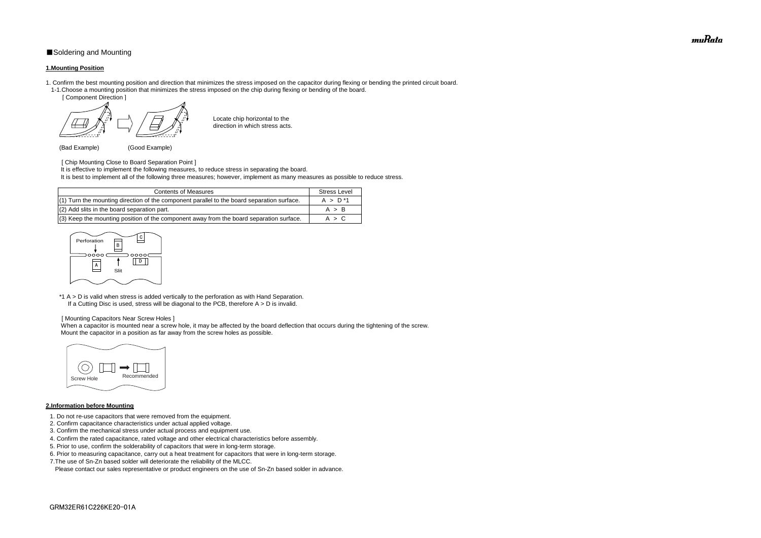■Soldering and Mounting

**1.Mounting Position**

1. Confirm the best mounting position and direction that minimizes the stress imposed on the capacitor during flexing or bending the printed circuit board.
   1-1.Choose a mounting position that minimizes the stress imposed on the chip during flexing or bending of the board.

[ Component Direction ]

Locate chip horizontal to the direction in which stress acts.

(Bad Example) (Good Example)

[ Chip Mounting Close to Board Separation Point ]

It is effective to implement the following measures, to reduce stress in separating the board.

It is best to implement all of the following three measures; however, implement as many measures as possible to reduce stress.

| Contents of Measures | Stress Level |
|---|---|
| (1) Turn the mounting direction of the component parallel to the board separation surface. | A > D *1 |
| (2) Add slits in the board separation part. | A > B |
| (3) Keep the mounting position of the component away from the board separation surface. | A > C |

Perforation B C A D Slit

*1 A > D is valid when stress is added vertically to the perforation as with Hand Separation.
If a Cutting Disc is used, stress will be diagonal to the PCB, therefore A > D is invalid.

[ Mounting Capacitors Near Screw Holes ]

When a capacitor is mounted near a screw hole, it may be affected by the board deflection that occurs during the tightening of the screw.
Mount the capacitor in a position as far away from the screw holes as possible.

Screw Hole Recommended

**2.Information before Mounting**

1. Do not re-use capacitors that were removed from the equipment.
2. Confirm capacitance characteristics under actual applied voltage.
3. Confirm the mechanical stress under actual process and equipment use.
4. Confirm the rated capacitance, rated voltage and other electrical characteristics before assembly.
5. Prior to use, confirm the solderability of capacitors that were in long-term storage.
6. Prior to measuring capacitance, carry out a heat treatment for capacitors that were in long-term storage.
7. The use of Sn-Zn based solder will deteriorate the reliability of the MLCC.
   Please contact our sales representative or product engineers on the use of Sn-Zn based solder in advance.

GRM32ER61C226KE20-01A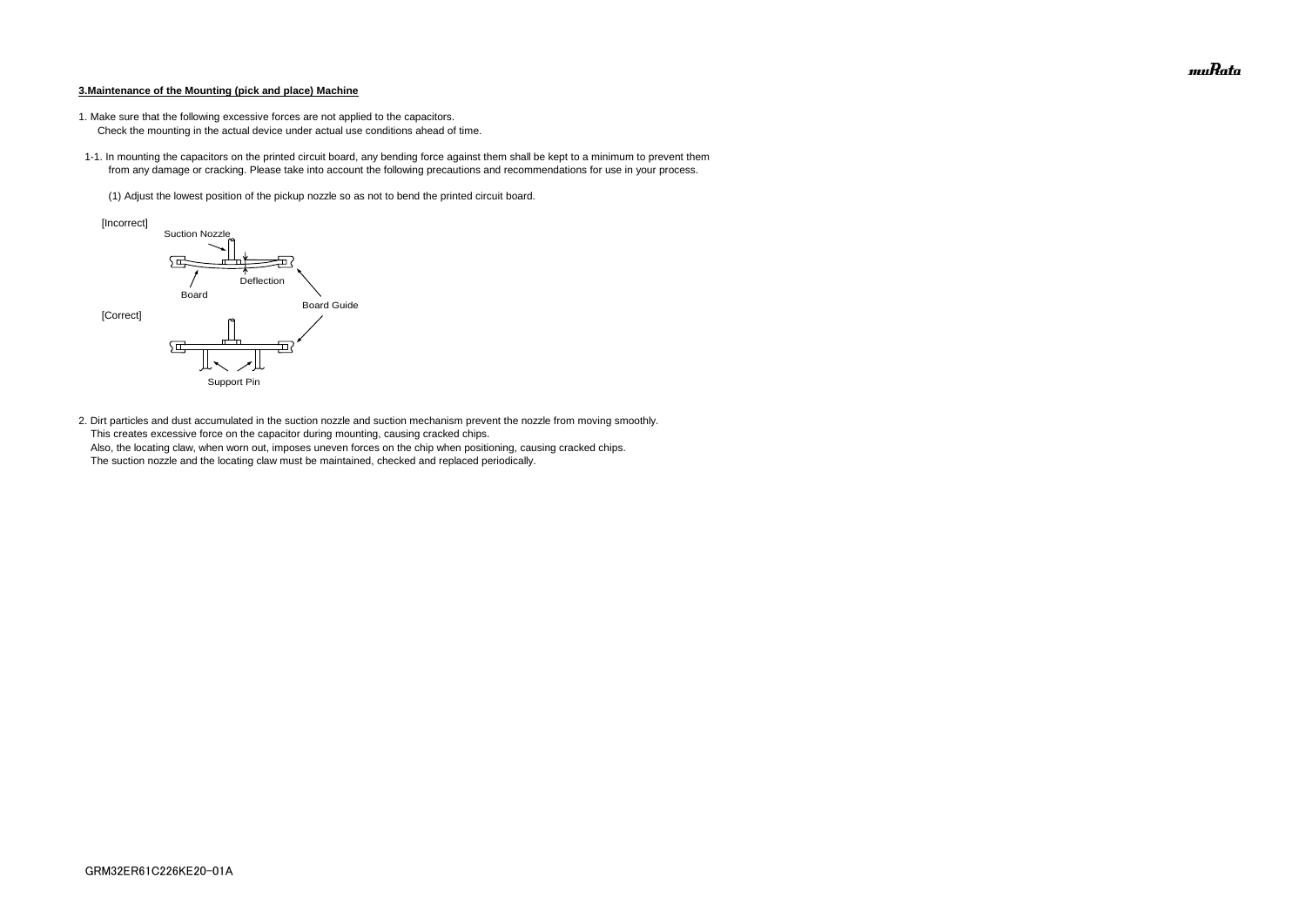**3.Maintenance of the Mounting (pick and place) Machine**

1. Make sure that the following excessive forces are not applied to the capacitors.
   Check the mounting in the actual device under actual use conditions ahead of time.

1-1. In mounting the capacitors on the printed circuit board, any bending force against them shall be kept to a minimum to prevent them from any damage or cracking. Please take into account the following precautions and recommendations for use in your process.

(1) Adjust the lowest position of the pickup nozzle so as not to bend the printed circuit board.

[Incorrect]

Suction Nozzle

Deflection

Board

Board Guide

[Correct]

Support Pin

2. Dirt particles and dust accumulated in the suction nozzle and suction mechanism prevent the nozzle from moving smoothly.
   This creates excessive force on the capacitor during mounting, causing cracked chips.
   Also, the locating claw, when worn out, imposes uneven forces on the chip when positioning, causing cracked chips.
   The suction nozzle and the locating claw must be maintained, checked and replaced periodically.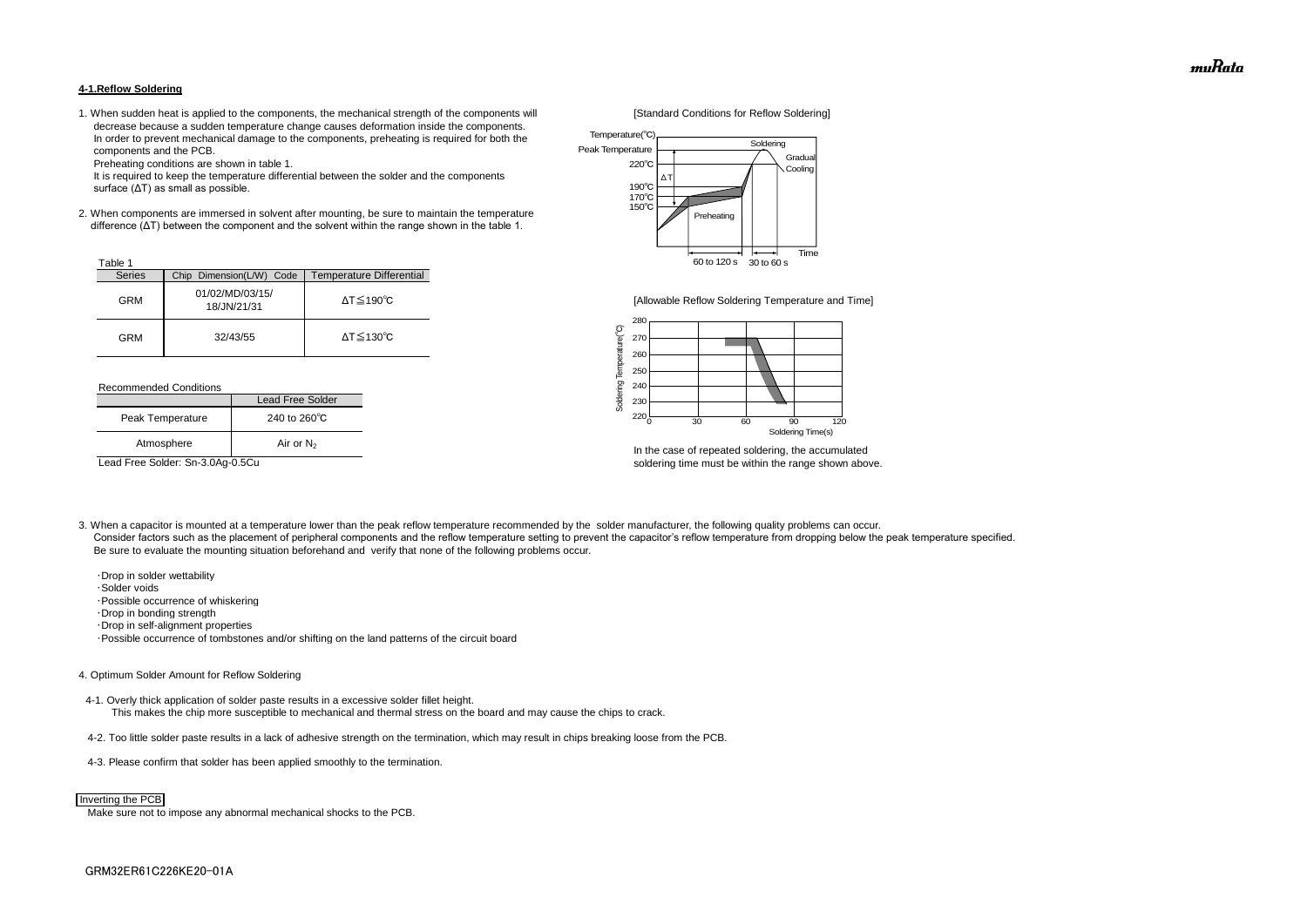### 4-1.Reflow Soldering

1. When sudden heat is applied to the components, the mechanical strength of the components will decrease because a sudden temperature change causes deformation inside the components. In order to prevent mechanical damage to the components, preheating is required for both the components and the PCB.
   Preheating conditions are shown in table 1.
   It is required to keep the temperature differential between the solder and the components surface (ΔT) as small as possible.

2. When components are immersed in solvent after mounting, be sure to maintain the temperature difference (ΔT) between the component and the solvent within the range shown in the table 1.

Table 1

| Series | Chip Dimension(L/W) Code | Temperature Differential |
|---|---|---|
| GRM | 01/02/MD/03/15/ 18/JN/21/31 | ΔT≦190℃ |
| GRM | 32/43/55 | ΔT≦130℃ |

Recommended Conditions

| | Lead Free Solder |
|---|---|
| Peak Temperature | 240 to 260℃ |
| Atmosphere | Air or $N_2$ |

Lead Free Solder: Sn-3.0Ag-0.5Cu

[Standard Conditions for Reflow Soldering]

[Allowable Reflow Soldering Temperature and Time]

In the case of repeated soldering, the accumulated soldering time must be within the range shown above.

3. When a capacitor is mounted at a temperature lower than the peak reflow temperature recommended by the solder manufacturer, the following quality problems can occur.
   Consider factors such as the placement of peripheral components and the reflow temperature setting to prevent the capacitor's reflow temperature from dropping below the peak temperature specified.
   Be sure to evaluate the mounting situation beforehand and verify that none of the following problems occur.

   - ・Drop in solder wettability
   - ・Solder voids
   - ・Possible occurrence of whiskering
   - ・Drop in bonding strength
   - ・Drop in self-alignment properties
   - ・Possible occurrence of tombstones and/or shifting on the land patterns of the circuit board

4. Optimum Solder Amount for Reflow Soldering

   4-1. Overly thick application of solder paste results in a excessive solder fillet height.
   This makes the chip more susceptible to mechanical and thermal stress on the board and may cause the chips to crack.

   4-2. Too little solder paste results in a lack of adhesive strength on the termination, which may result in chips breaking loose from the PCB.

   4-3. Please confirm that solder has been applied smoothly to the termination.

Inverting the PCB

Make sure not to impose any abnormal mechanical shocks to the PCB.

GRM32ER61C226KE20-01A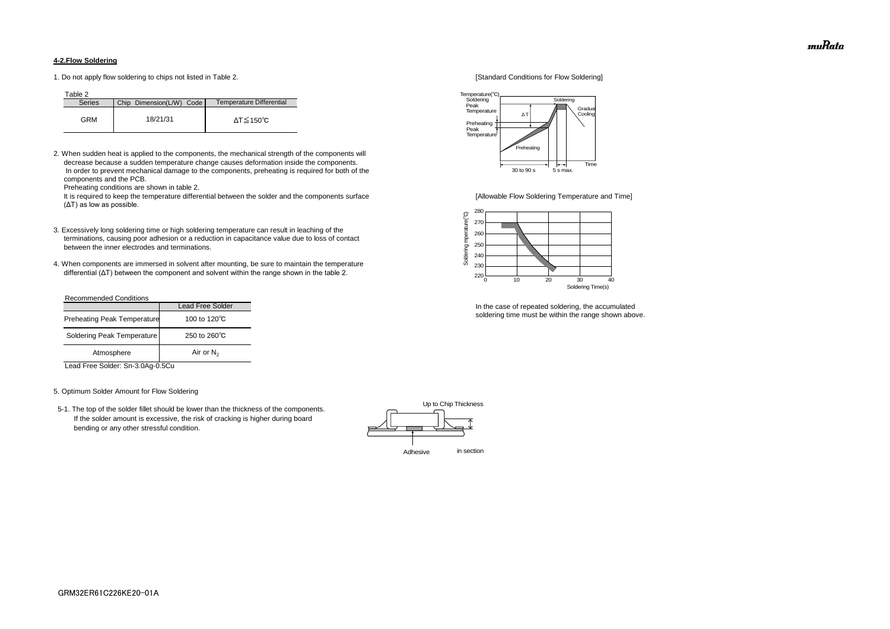## 4-2.Flow Soldering

1. Do not apply flow soldering to chips not listed in Table 2.

Table 2

| Series | Chip Dimension(L/W) Code | Temperature Differential |
|---|---|---|
| GRM | 18/21/31 | ΔT≦150℃ |

2. When sudden heat is applied to the components, the mechanical strength of the components will decrease because a sudden temperature change causes deformation inside the components. In order to prevent mechanical damage to the components, preheating is required for both of the components and the PCB.
   Preheating conditions are shown in table 2.
   It is required to keep the temperature differential between the solder and the components surface (ΔT) as low as possible.

3. Excessively long soldering time or high soldering temperature can result in leaching of the terminations, causing poor adhesion or a reduction in capacitance value due to loss of contact between the inner electrodes and terminations.

4. When components are immersed in solvent after mounting, be sure to maintain the temperature differential (ΔT) between the component and solvent within the range shown in the table 2.

Recommended Conditions

| | Lead Free Solder |
|---|---|
| Preheating Peak Temperature | 100 to 120℃ |
| Soldering Peak Temperature | 250 to 260℃ |
| Atmosphere | Air or $N_2$ |

Lead Free Solder: Sn-3.0Ag-0.5Cu

[Standard Conditions for Flow Soldering]

[Allowable Flow Soldering Temperature and Time]

In the case of repeated soldering, the accumulated soldering time must be within the range shown above.

5. Optimum Solder Amount for Flow Soldering

5-1. The top of the solder fillet should be lower than the thickness of the components. If the solder amount is excessive, the risk of cracking is higher during board bending or any other stressful condition.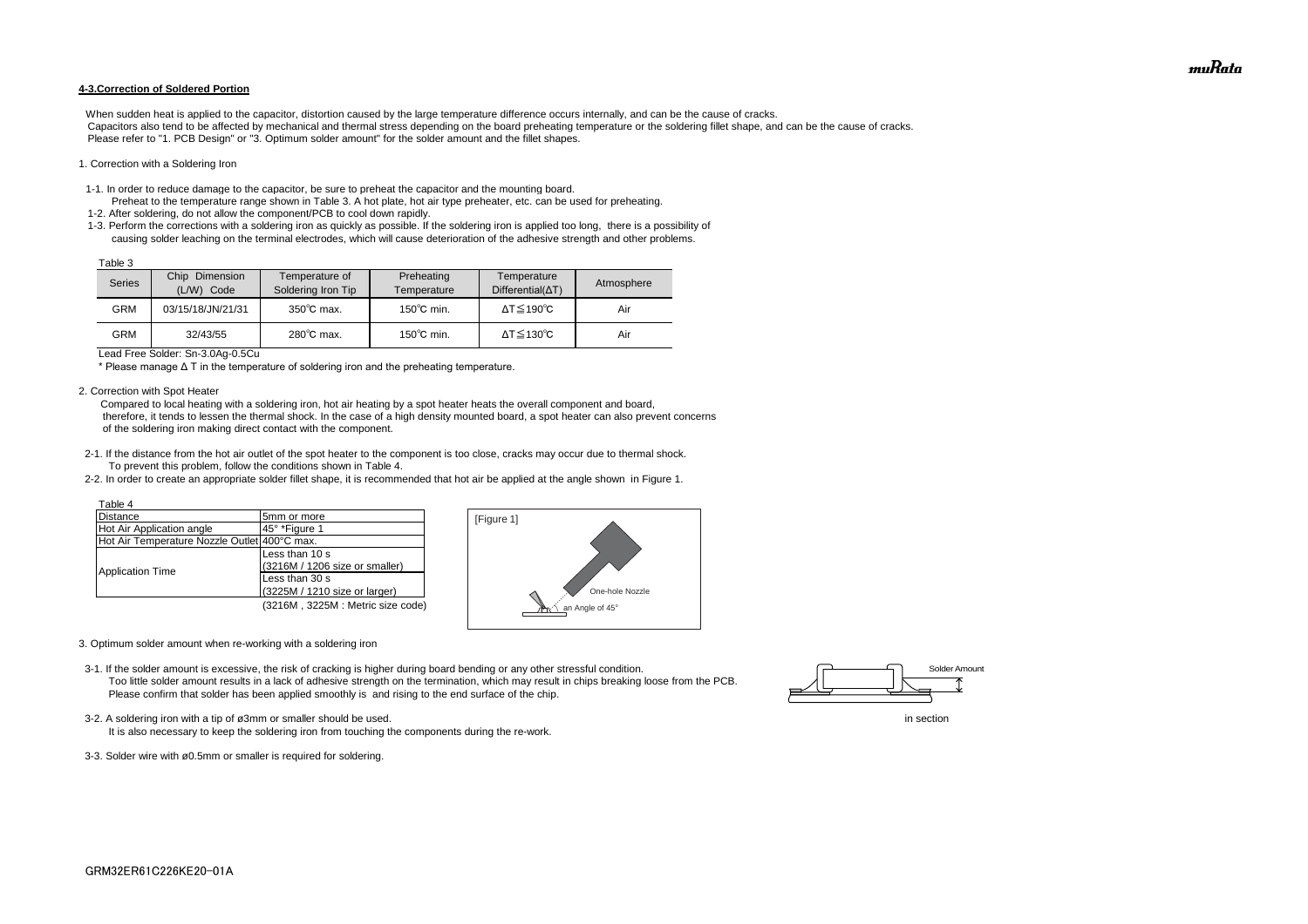## 4-3.Correction of Soldered Portion

When sudden heat is applied to the capacitor, distortion caused by the large temperature difference occurs internally, and can be the cause of cracks.
Capacitors also tend to be affected by mechanical and thermal stress depending on the board preheating temperature or the soldering fillet shape, and can be the cause of cracks.
Please refer to "1. PCB Design" or "3. Optimum solder amount" for the solder amount and the fillet shapes.

1. Correction with a Soldering Iron

1-1. In order to reduce damage to the capacitor, be sure to preheat the capacitor and the mounting board.
Preheat to the temperature range shown in Table 3. A hot plate, hot air type preheater, etc. can be used for preheating.
1-2. After soldering, do not allow the component/PCB to cool down rapidly.
1-3. Perform the corrections with a soldering iron as quickly as possible. If the soldering iron is applied too long, there is a possibility of causing solder leaching on the terminal electrodes, which will cause deterioration of the adhesive strength and other problems.

Table 3

| Series | Chip Dimension (L/W) Code | Temperature of Soldering Iron Tip | Preheating Temperature | Temperature Differential(ΔT) | Atmosphere |
|---|---|---|---|---|---|
| GRM | 03/15/18/JN/21/31 | 350℃ max. | 150℃ min. | ΔT≦190℃ | Air |
| GRM | 32/43/55 | 280℃ max. | 150℃ min. | ΔT≦130℃ | Air |

Lead Free Solder: Sn-3.0Ag-0.5Cu

* Please manage Δ T in the temperature of soldering iron and the preheating temperature.

2. Correction with Spot Heater

Compared to local heating with a soldering iron, hot air heating by a spot heater heats the overall component and board, therefore, it tends to lessen the thermal shock. In the case of a high density mounted board, a spot heater can also prevent concerns of the soldering iron making direct contact with the component.

2-1. If the distance from the hot air outlet of the spot heater to the component is too close, cracks may occur due to thermal shock.
To prevent this problem, follow the conditions shown in Table 4.
2-2. In order to create an appropriate solder fillet shape, it is recommended that hot air be applied at the angle shown in Figure 1.

Table 4

| | |
|---|---|
| Distance | 5mm or more |
| Hot Air Application angle | 45° *Figure 1 |
| Hot Air Temperature Nozzle Outlet | 400°C max. |
| Application Time | Less than 10 s (3216M / 1206 size or smaller) |
| | Less than 30 s (3225M / 1210 size or larger) |

(3216M , 3225M : Metric size code)

[Figure 1]

One-hole Nozzle

an Angle of 45°

3. Optimum solder amount when re-working with a soldering iron

3-1. If the solder amount is excessive, the risk of cracking is higher during board bending or any other stressful condition.
Too little solder amount results in a lack of adhesive strength on the termination, which may result in chips breaking loose from the PCB.
Please confirm that solder has been applied smoothly is and rising to the end surface of the chip.

Solder Amount

in section

3-2. A soldering iron with a tip of ø3mm or smaller should be used.
It is also necessary to keep the soldering iron from touching the components during the re-work.

3-3. Solder wire with ø0.5mm or smaller is required for soldering.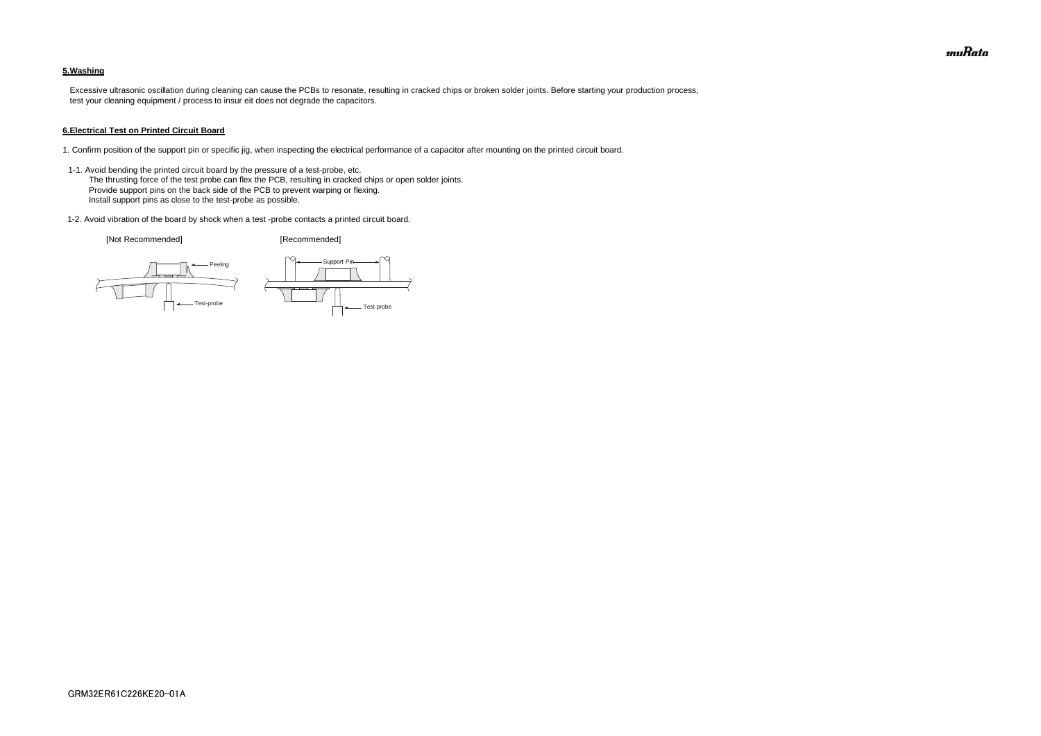**5.Washing**

Excessive ultrasonic oscillation during cleaning can cause the PCBs to resonate, resulting in cracked chips or broken solder joints. Before starting your production process, test your cleaning equipment / process to insur eit does not degrade the capacitors.

**6.Electrical Test on Printed Circuit Board**

1. Confirm position of the support pin or specific jig, when inspecting the electrical performance of a capacitor after mounting on the printed circuit board.

1-1. Avoid bending the printed circuit board by the pressure of a test-probe, etc.
The thrusting force of the test probe can flex the PCB, resulting in cracked chips or open solder joints.
Provide support pins on the back side of the PCB to prevent warping or flexing.
Install support pins as close to the test-probe as possible.

1-2. Avoid vibration of the board by shock when a test -probe contacts a printed circuit board.

[Not Recommended] [Recommended]

Peeling

Test-probe

Support Pin

Test-probe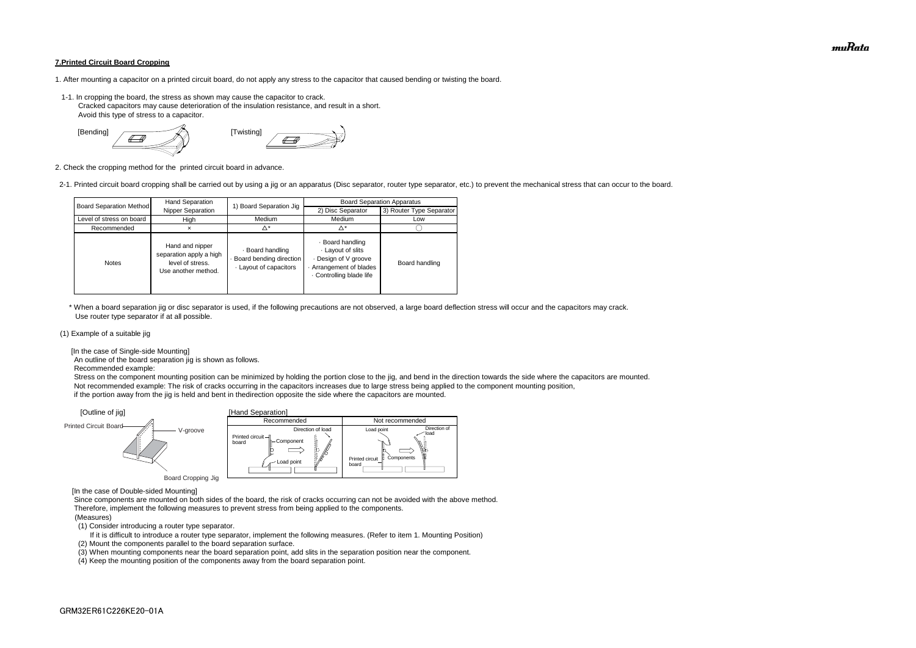**7.Printed Circuit Board Cropping**

1. After mounting a capacitor on a printed circuit board, do not apply any stress to the capacitor that caused bending or twisting the board.

1-1. In cropping the board, the stress as shown may cause the capacitor to crack.
Cracked capacitors may cause deterioration of the insulation resistance, and result in a short.
Avoid this type of stress to a capacitor.

[Bending] [Twisting]

2. Check the cropping method for the printed circuit board in advance.

2-1. Printed circuit board cropping shall be carried out by using a jig or an apparatus (Disc separator, router type separator, etc.) to prevent the mechanical stress that can occur to the board.

| Board Separation Method | Hand Separation Nipper Separation | 1) Board Separation Jig | Board Separation Apparatus | |
|---|---|---|---|---|
| | | | 2) Disc Separator | 3) Router Type Separator |
| Level of stress on board | High | Medium | Medium | Low |
| Recommended | × | △* | △* | ◯ |
| Notes | Hand and nipper separation apply a high level of stress. Use another method. | · Board handling · Board bending direction · Layout of capacitors | · Board handling · Layout of slits · Design of V groove · Arrangement of blades · Controlling blade life | Board handling |

\* When a board separation jig or disc separator is used, if the following precautions are not observed, a large board deflection stress will occur and the capacitors may crack.
Use router type separator if at all possible.

(1) Example of a suitable jig

[In the case of Single-side Mounting]
An outline of the board separation jig is shown as follows.
Recommended example:
Stress on the component mounting position can be minimized by holding the portion close to the jig, and bend in the direction towards the side where the capacitors are mounted.
Not recommended example: The risk of cracks occurring in the capacitors increases due to large stress being applied to the component mounting position,
if the portion away from the jig is held and bent in thedirection opposite the side where the capacitors are mounted.

[Outline of jig]

Printed Circuit Board — V-groove — Board Cropping Jig

[Hand Separation]

| Recommended | Not recommended |
|---|---|
| Printed circuit board, Component, Load point, Direction of load | Load point, Direction of load, Printed circuit board, Components |

[In the case of Double-sided Mounting]
Since components are mounted on both sides of the board, the risk of cracks occurring can not be avoided with the above method.
Therefore, implement the following measures to prevent stress from being applied to the components.
(Measures)
(1) Consider introducing a router type separator.
If it is difficult to introduce a router type separator, implement the following measures. (Refer to item 1. Mounting Position)
(2) Mount the components parallel to the board separation surface.
(3) When mounting components near the board separation point, add slits in the separation position near the component.
(4) Keep the mounting position of the components away from the board separation point.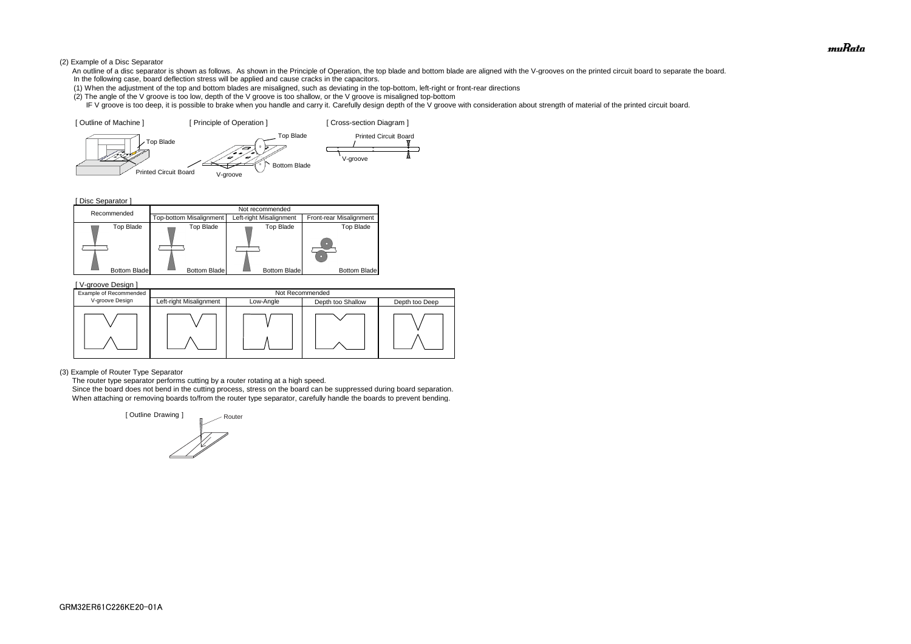(2) Example of a Disc Separator

An outline of a disc separator is shown as follows. As shown in the Principle of Operation, the top blade and bottom blade are aligned with the V-grooves on the printed circuit board to separate the board.
In the following case, board deflection stress will be applied and cause cracks in the capacitors.

(1) When the adjustment of the top and bottom blades are misaligned, such as deviating in the top-bottom, left-right or front-rear directions

(2) The angle of the V groove is too low, depth of the V groove is too shallow, or the V groove is misaligned top-bottom

IF V groove is too deep, it is possible to brake when you handle and carry it. Carefully design depth of the V groove with consideration about strength of material of the printed circuit board.

[ Outline of Machine ] [ Principle of Operation ] [ Cross-section Diagram ]

Top Blade
Printed Circuit Board
Top Blade
Bottom Blade
V-groove
Printed Circuit Board
V-groove

[ Disc Separator ]

| Recommended | Not recommended | | |
|---|---|---|---|
| | Top-bottom Misalignment | Left-right Misalignment | Front-rear Misalignment |
| Top Blade / Bottom Blade | Top Blade / Bottom Blade | Top Blade / Bottom Blade | Top Blade / Bottom Blade |

[ V-groove Design ]

| Example of Recommended V-groove Design | Not Recommended | | | |
|---|---|---|---|---|
| | Left-right Misalignment | Low-Angle | Depth too Shallow | Depth too Deep |

(3) Example of Router Type Separator

The router type separator performs cutting by a router rotating at a high speed.
Since the board does not bend in the cutting process, stress on the board can be suppressed during board separation.
When attaching or removing boards to/from the router type separator, carefully handle the boards to prevent bending.

[ Outline Drawing ]

Router

GRM32ER61C226KE20-01A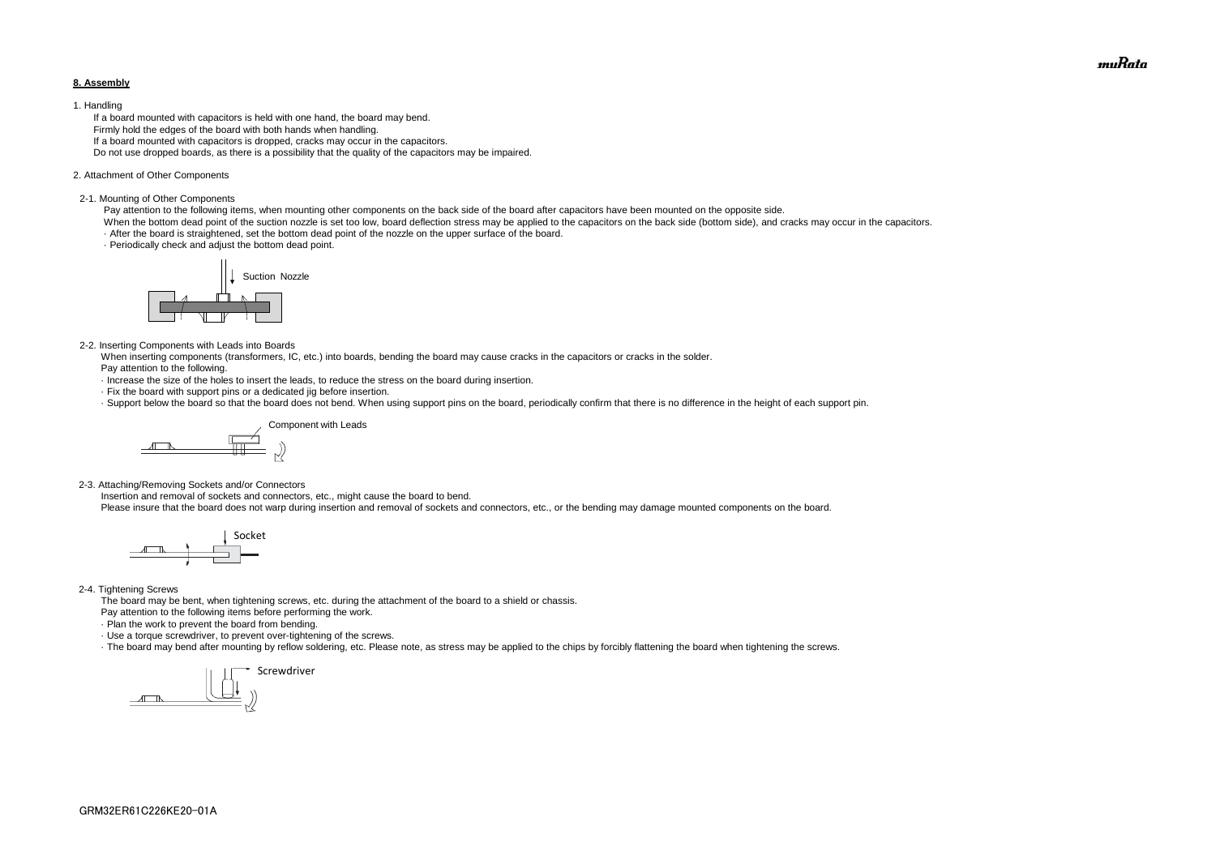## 8. Assembly

1. Handling

If a board mounted with capacitors is held with one hand, the board may bend.
Firmly hold the edges of the board with both hands when handling.
If a board mounted with capacitors is dropped, cracks may occur in the capacitors.
Do not use dropped boards, as there is a possibility that the quality of the capacitors may be impaired.

2. Attachment of Other Components

2-1. Mounting of Other Components

Pay attention to the following items, when mounting other components on the back side of the board after capacitors have been mounted on the opposite side.
When the bottom dead point of the suction nozzle is set too low, board deflection stress may be applied to the capacitors on the back side (bottom side), and cracks may occur in the capacitors.

- After the board is straightened, set the bottom dead point of the nozzle on the upper surface of the board.
- Periodically check and adjust the bottom dead point.

Suction Nozzle

2-2. Inserting Components with Leads into Boards

When inserting components (transformers, IC, etc.) into boards, bending the board may cause cracks in the capacitors or cracks in the solder.
Pay attention to the following.

- Increase the size of the holes to insert the leads, to reduce the stress on the board during insertion.
- Fix the board with support pins or a dedicated jig before insertion.
- Support below the board so that the board does not bend. When using support pins on the board, periodically confirm that there is no difference in the height of each support pin.

Component with Leads

2-3. Attaching/Removing Sockets and/or Connectors

Insertion and removal of sockets and connectors, etc., might cause the board to bend.
Please insure that the board does not warp during insertion and removal of sockets and connectors, etc., or the bending may damage mounted components on the board.

Socket

2-4. Tightening Screws

The board may be bent, when tightening screws, etc. during the attachment of the board to a shield or chassis.
Pay attention to the following items before performing the work.

- Plan the work to prevent the board from bending.
- Use a torque screwdriver, to prevent over-tightening of the screws.
- The board may bend after mounting by reflow soldering, etc. Please note, as stress may be applied to the chips by forcibly flattening the board when tightening the screws.

Screwdriver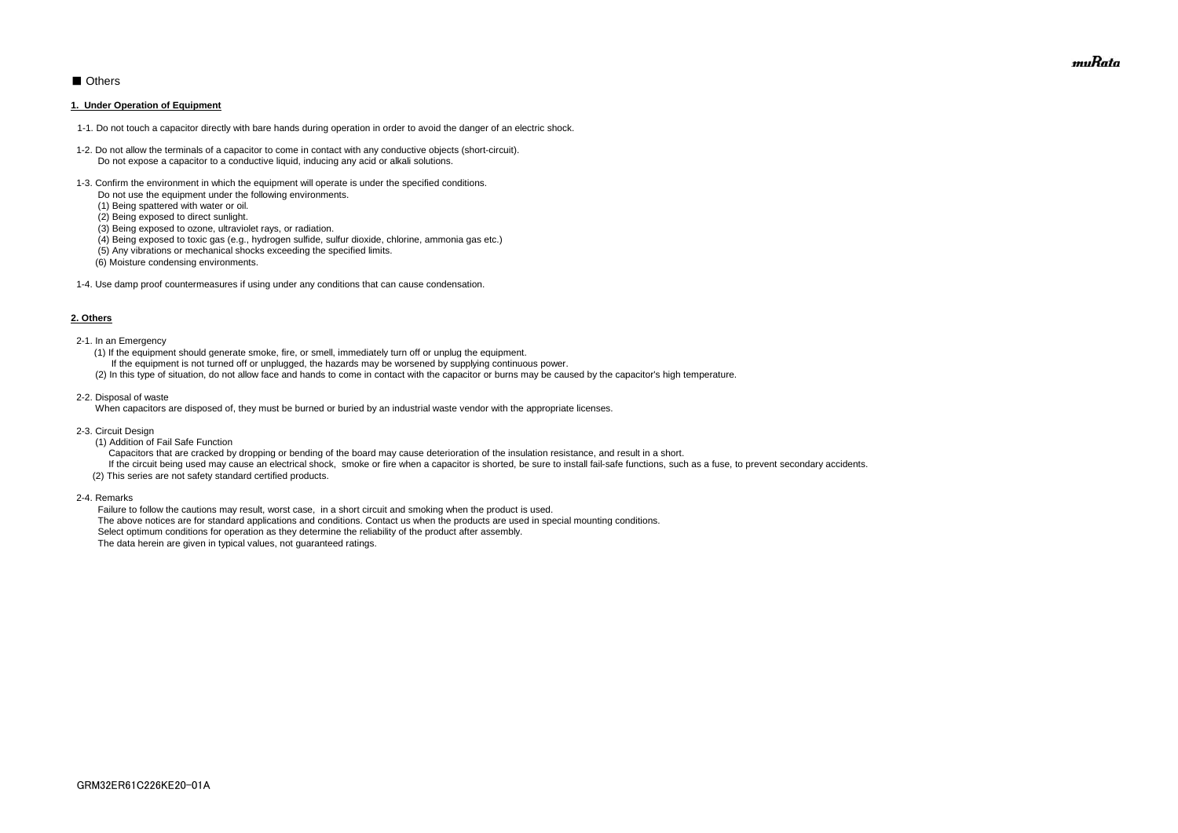■ Others

**1. Under Operation of Equipment**

1-1. Do not touch a capacitor directly with bare hands during operation in order to avoid the danger of an electric shock.

1-2. Do not allow the terminals of a capacitor to come in contact with any conductive objects (short-circuit).
Do not expose a capacitor to a conductive liquid, inducing any acid or alkali solutions.

1-3. Confirm the environment in which the equipment will operate is under the specified conditions.
Do not use the equipment under the following environments.
(1) Being spattered with water or oil.
(2) Being exposed to direct sunlight.
(3) Being exposed to ozone, ultraviolet rays, or radiation.
(4) Being exposed to toxic gas (e.g., hydrogen sulfide, sulfur dioxide, chlorine, ammonia gas etc.)
(5) Any vibrations or mechanical shocks exceeding the specified limits.
(6) Moisture condensing environments.

1-4. Use damp proof countermeasures if using under any conditions that can cause condensation.

**2. Others**

2-1. In an Emergency
(1) If the equipment should generate smoke, fire, or smell, immediately turn off or unplug the equipment.
If the equipment is not turned off or unplugged, the hazards may be worsened by supplying continuous power.
(2) In this type of situation, do not allow face and hands to come in contact with the capacitor or burns may be caused by the capacitor's high temperature.

2-2. Disposal of waste
When capacitors are disposed of, they must be burned or buried by an industrial waste vendor with the appropriate licenses.

2-3. Circuit Design
(1) Addition of Fail Safe Function
Capacitors that are cracked by dropping or bending of the board may cause deterioration of the insulation resistance, and result in a short.
If the circuit being used may cause an electrical shock, smoke or fire when a capacitor is shorted, be sure to install fail-safe functions, such as a fuse, to prevent secondary accidents.
(2) This series are not safety standard certified products.

2-4. Remarks
Failure to follow the cautions may result, worst case, in a short circuit and smoking when the product is used.
The above notices are for standard applications and conditions. Contact us when the products are used in special mounting conditions.
Select optimum conditions for operation as they determine the reliability of the product after assembly.
The data herein are given in typical values, not guaranteed ratings.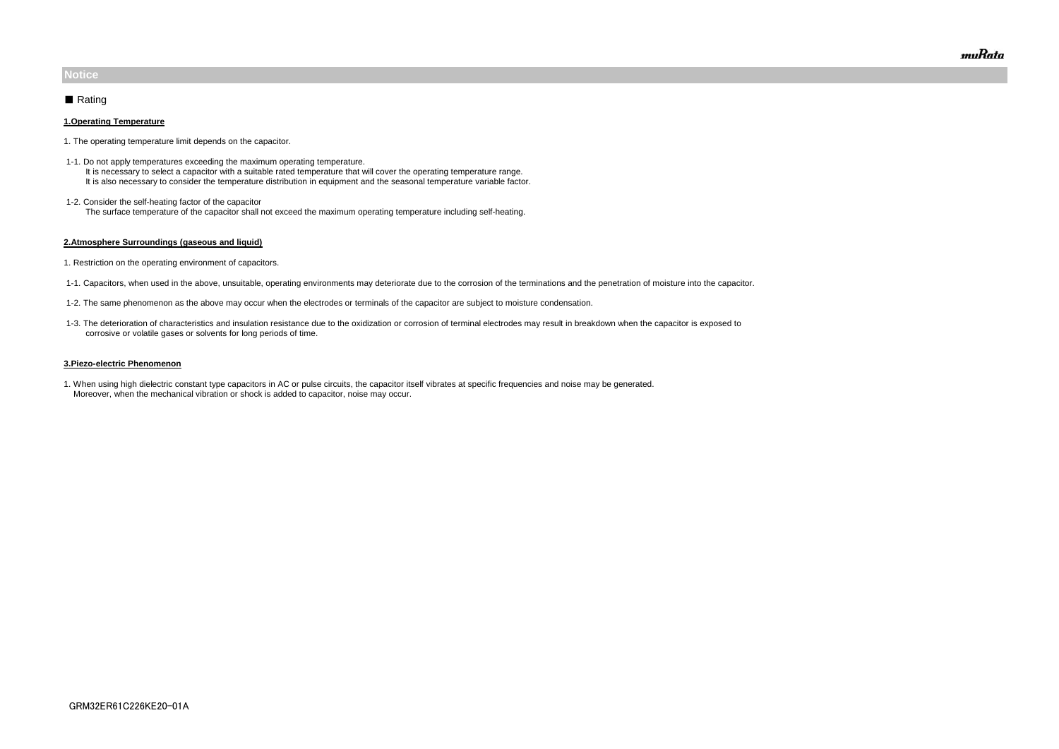## Notice

### ■ Rating

**1.Operating Temperature**

1. The operating temperature limit depends on the capacitor.

1-1. Do not apply temperatures exceeding the maximum operating temperature.
It is necessary to select a capacitor with a suitable rated temperature that will cover the operating temperature range.
It is also necessary to consider the temperature distribution in equipment and the seasonal temperature variable factor.

1-2. Consider the self-heating factor of the capacitor
The surface temperature of the capacitor shall not exceed the maximum operating temperature including self-heating.

**2.Atmosphere Surroundings (gaseous and liquid)**

1. Restriction on the operating environment of capacitors.

1-1. Capacitors, when used in the above, unsuitable, operating environments may deteriorate due to the corrosion of the terminations and the penetration of moisture into the capacitor.

1-2. The same phenomenon as the above may occur when the electrodes or terminals of the capacitor are subject to moisture condensation.

1-3. The deterioration of characteristics and insulation resistance due to the oxidization or corrosion of terminal electrodes may result in breakdown when the capacitor is exposed to corrosive or volatile gases or solvents for long periods of time.

**3.Piezo-electric Phenomenon**

1. When using high dielectric constant type capacitors in AC or pulse circuits, the capacitor itself vibrates at specific frequencies and noise may be generated.
Moreover, when the mechanical vibration or shock is added to capacitor, noise may occur.

GRM32ER61C226KE20-01A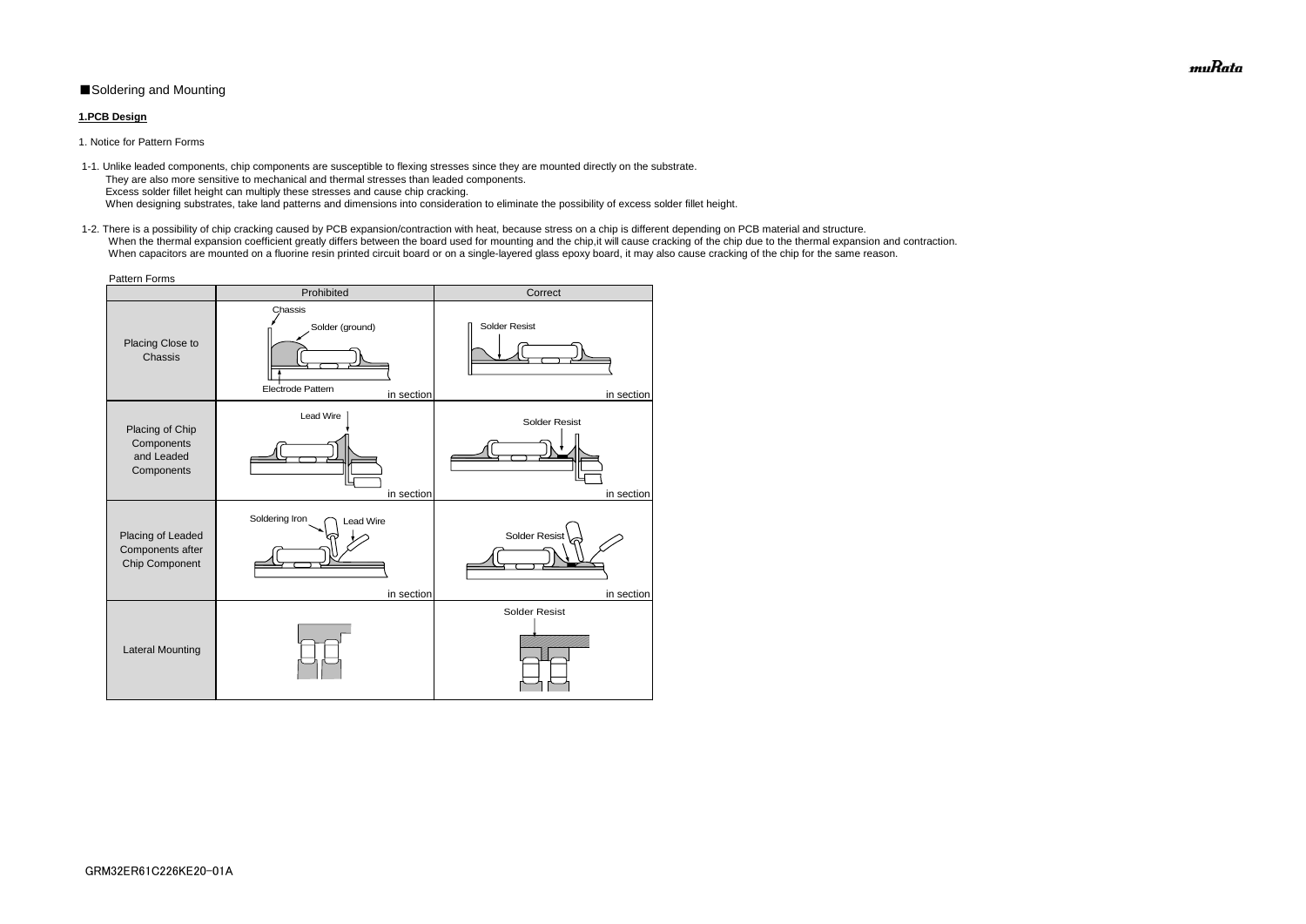■Soldering and Mounting

**1.PCB Design**

1. Notice for Pattern Forms

1-1. Unlike leaded components, chip components are susceptible to flexing stresses since they are mounted directly on the substrate.
They are also more sensitive to mechanical and thermal stresses than leaded components.
Excess solder fillet height can multiply these stresses and cause chip cracking.
When designing substrates, take land patterns and dimensions into consideration to eliminate the possibility of excess solder fillet height.

1-2. There is a possibility of chip cracking caused by PCB expansion/contraction with heat, because stress on a chip is different depending on PCB material and structure.
When the thermal expansion coefficient greatly differs between the board used for mounting and the chip,it will cause cracking of the chip due to the thermal expansion and contraction.
When capacitors are mounted on a fluorine resin printed circuit board or on a single-layered glass epoxy board, it may also cause cracking of the chip for the same reason.

Pattern Forms

| | Prohibited | Correct |
|---|---|---|
| Placing Close to Chassis | Chassis<br>Solder (ground)<br>Electrode Pattern<br>in section | Solder Resist<br>in section |
| Placing of Chip Components and Leaded Components | Lead Wire<br>in section | Solder Resist<br>in section |
| Placing of Leaded Components after Chip Component | Soldering Iron<br>Lead Wire<br>in section | Solder Resist<br>in section |
| Lateral Mounting | | Solder Resist |

GRM32ER61C226KE20-01A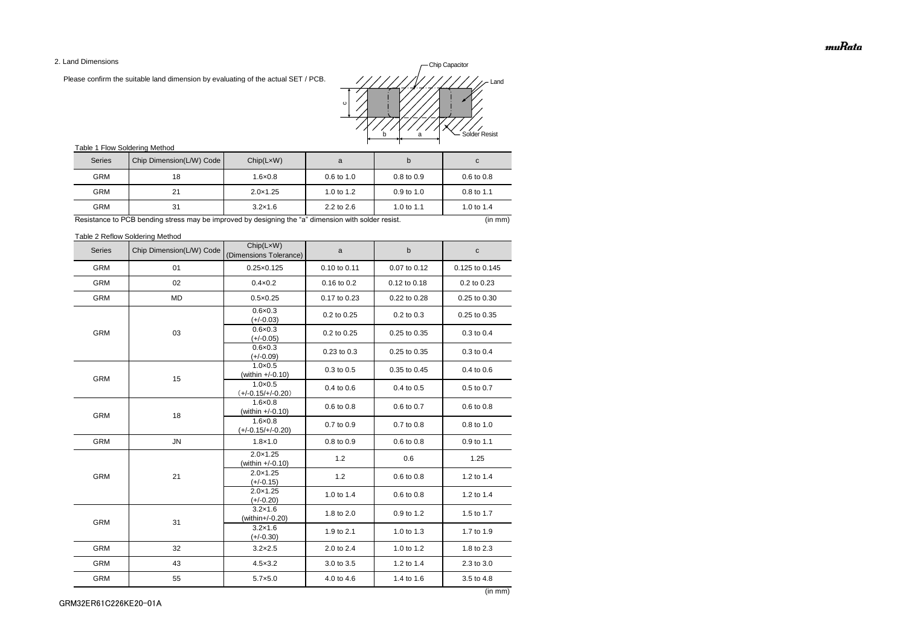## 2. Land Dimensions

Please confirm the suitable land dimension by evaluating of the actual SET / PCB.

Table 1 Flow Soldering Method

| Series | Chip Dimension(L/W) Code | Chip(L×W) | a | b | c |
|---|---|---|---|---|---|
| GRM | 18 | 1.6×0.8 | 0.6 to 1.0 | 0.8 to 0.9 | 0.6 to 0.8 |
| GRM | 21 | 2.0×1.25 | 1.0 to 1.2 | 0.9 to 1.0 | 0.8 to 1.1 |
| GRM | 31 | 3.2×1.6 | 2.2 to 2.6 | 1.0 to 1.1 | 1.0 to 1.4 |

Resistance to PCB bending stress may be improved by designing the "a" dimension with solder resist. (in mm)

Table 2 Reflow Soldering Method

| Series | Chip Dimension(L/W) Code | Chip(L×W) (Dimensions Tolerance) | a | b | c |
|---|---|---|---|---|---|
| GRM | 01 | 0.25×0.125 | 0.10 to 0.11 | 0.07 to 0.12 | 0.125 to 0.145 |
| GRM | 02 | 0.4×0.2 | 0.16 to 0.2 | 0.12 to 0.18 | 0.2 to 0.23 |
| GRM | MD | 0.5×0.25 | 0.17 to 0.23 | 0.22 to 0.28 | 0.25 to 0.30 |
| GRM | 03 | 0.6×0.3 (+/-0.03) | 0.2 to 0.25 | 0.2 to 0.3 | 0.25 to 0.35 |
| | | 0.6×0.3 (+/-0.05) | 0.2 to 0.25 | 0.25 to 0.35 | 0.3 to 0.4 |
| | | 0.6×0.3 (+/-0.09) | 0.23 to 0.3 | 0.25 to 0.35 | 0.3 to 0.4 |
| GRM | 15 | 1.0×0.5 (within +/-0.10) | 0.3 to 0.5 | 0.35 to 0.45 | 0.4 to 0.6 |
| | | 1.0×0.5 (+/-0.15/+/-0.20) | 0.4 to 0.6 | 0.4 to 0.5 | 0.5 to 0.7 |
| GRM | 18 | 1.6×0.8 (within +/-0.10) | 0.6 to 0.8 | 0.6 to 0.7 | 0.6 to 0.8 |
| | | 1.6×0.8 (+/-0.15/+/-0.20) | 0.7 to 0.9 | 0.7 to 0.8 | 0.8 to 1.0 |
| GRM | JN | 1.8×1.0 | 0.8 to 0.9 | 0.6 to 0.8 | 0.9 to 1.1 |
| GRM | 21 | 2.0×1.25 (within +/-0.10) | 1.2 | 0.6 | 1.25 |
| | | 2.0×1.25 (+/-0.15) | 1.2 | 0.6 to 0.8 | 1.2 to 1.4 |
| | | 2.0×1.25 (+/-0.20) | 1.0 to 1.4 | 0.6 to 0.8 | 1.2 to 1.4 |
| GRM | 31 | 3.2×1.6 (within+/-0.20) | 1.8 to 2.0 | 0.9 to 1.2 | 1.5 to 1.7 |
| | | 3.2×1.6 (+/-0.30) | 1.9 to 2.1 | 1.0 to 1.3 | 1.7 to 1.9 |
| GRM | 32 | 3.2×2.5 | 2.0 to 2.4 | 1.0 to 1.2 | 1.8 to 2.3 |
| GRM | 43 | 4.5×3.2 | 3.0 to 3.5 | 1.2 to 1.4 | 2.3 to 3.0 |
| GRM | 55 | 5.7×5.0 | 4.0 to 4.6 | 1.4 to 1.6 | 3.5 to 4.8 |

(in mm)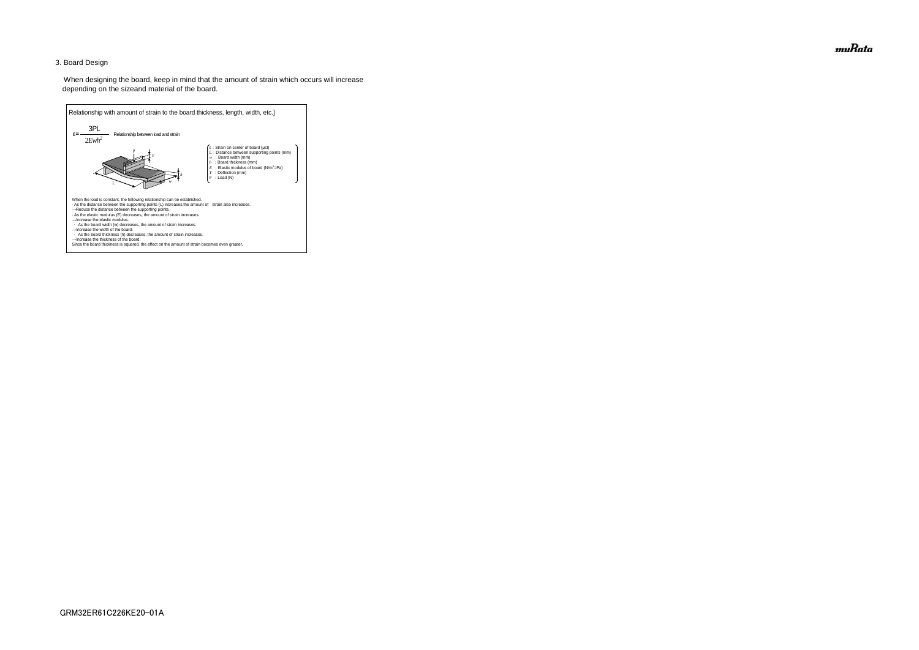## 3. Board Design

When designing the board, keep in mind that the amount of strain which occurs will increase depending on the sizeand material of the board.

Relationship with amount of strain to the board thickness, length, width, etc.]

$$\varepsilon = \frac{3PL}{2Ewh^2}$$ Relationship between load and strain

- $\varepsilon$ : Strain on center of board (μst)
- $L$ : Distance between supporting points (mm)
- $w$ : Board width (mm)
- $h$ : Board thickness (mm)
- $E$ : Elastic modulus of board (N/m²=Pa)
- $Y$ : Deflection (mm)
- $P$ : Load (N)

When the load is constant, the following relationship can be established.

- As the distance between the supporting points (L) increases,the amount of strain also increases.

→Reduce the distance between the supporting points.

- As the elastic modulus (E) decreases, the amount of strain increases.

→Increase the elastic modulus.

- As the board width (w) decreases, the amount of strain increases.

→Increase the width of the board.

- As the board thickness (h) decreases, the amount of strain increases.

→Increase the thickness of the board.

Since the board thickness is squared, the effect on the amount of strain becomes even greater.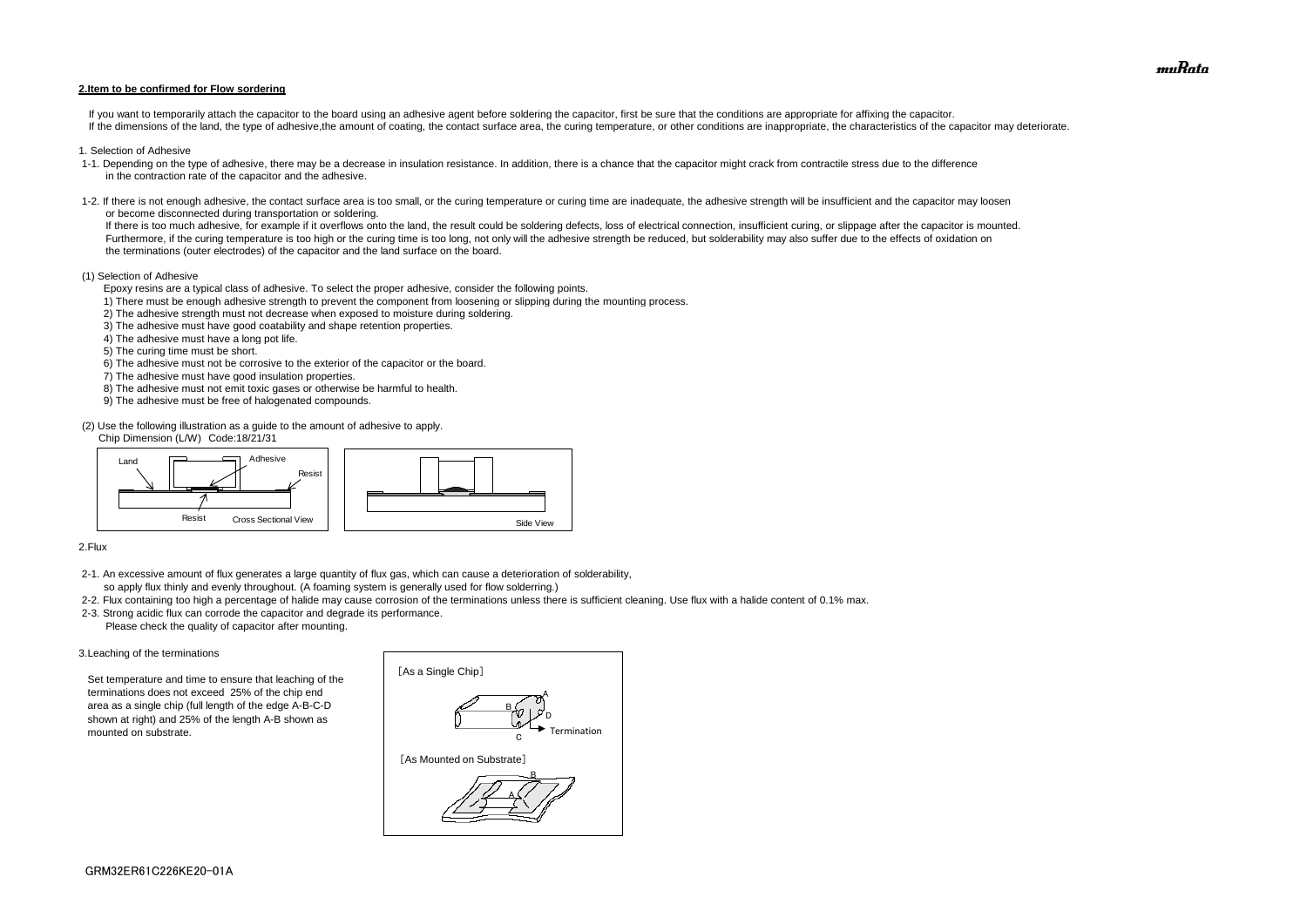## 2.Item to be confirmed for Flow sordering

If you want to temporarily attach the capacitor to the board using an adhesive agent before soldering the capacitor, first be sure that the conditions are appropriate for affixing the capacitor.
If the dimensions of the land, the type of adhesive,the amount of coating, the contact surface area, the curing temperature, or other conditions are inappropriate, the characteristics of the capacitor may deteriorate.

1. Selection of Adhesive

1-1. Depending on the type of adhesive, there may be a decrease in insulation resistance. In addition, there is a chance that the capacitor might crack from contractile stress due to the difference in the contraction rate of the capacitor and the adhesive.

1-2. If there is not enough adhesive, the contact surface area is too small, or the curing temperature or curing time are inadequate, the adhesive strength will be insufficient and the capacitor may loosen or become disconnected during transportation or soldering.
If there is too much adhesive, for example if it overflows onto the land, the result could be soldering defects, loss of electrical connection, insufficient curing, or slippage after the capacitor is mounted.
Furthermore, if the curing temperature is too high or the curing time is too long, not only will the adhesive strength be reduced, but solderability may also suffer due to the effects of oxidation on the terminations (outer electrodes) of the capacitor and the land surface on the board.

(1) Selection of Adhesive

Epoxy resins are a typical class of adhesive. To select the proper adhesive, consider the following points.

1) There must be enough adhesive strength to prevent the component from loosening or slipping during the mounting process.
2) The adhesive strength must not decrease when exposed to moisture during soldering.
3) The adhesive must have good coatability and shape retention properties.
4) The adhesive must have a long pot life.
5) The curing time must be short.
6) The adhesive must not be corrosive to the exterior of the capacitor or the board.
7) The adhesive must have good insulation properties.
8) The adhesive must not emit toxic gases or otherwise be harmful to health.
9) The adhesive must be free of halogenated compounds.

(2) Use the following illustration as a guide to the amount of adhesive to apply.
Chip Dimension (L/W) Code:18/21/31

Land, Adhesive, Resist, Resist — Cross Sectional View

Side View

2.Flux

2-1. An excessive amount of flux generates a large quantity of flux gas, which can cause a deterioration of solderability, so apply flux thinly and evenly throughout. (A foaming system is generally used for flow solderring.)
2-2. Flux containing too high a percentage of halide may cause corrosion of the terminations unless there is sufficient cleaning. Use flux with a halide content of 0.1% max.
2-3. Strong acidic flux can corrode the capacitor and degrade its performance.
Please check the quality of capacitor after mounting.

3.Leaching of the terminations

Set temperature and time to ensure that leaching of the terminations does not exceed 25% of the chip end area as a single chip (full length of the edge A-B-C-D shown at right) and 25% of the length A-B shown as mounted on substrate.

[As a Single Chip]
A, B, C, D, Termination

[As Mounted on Substrate]
A, B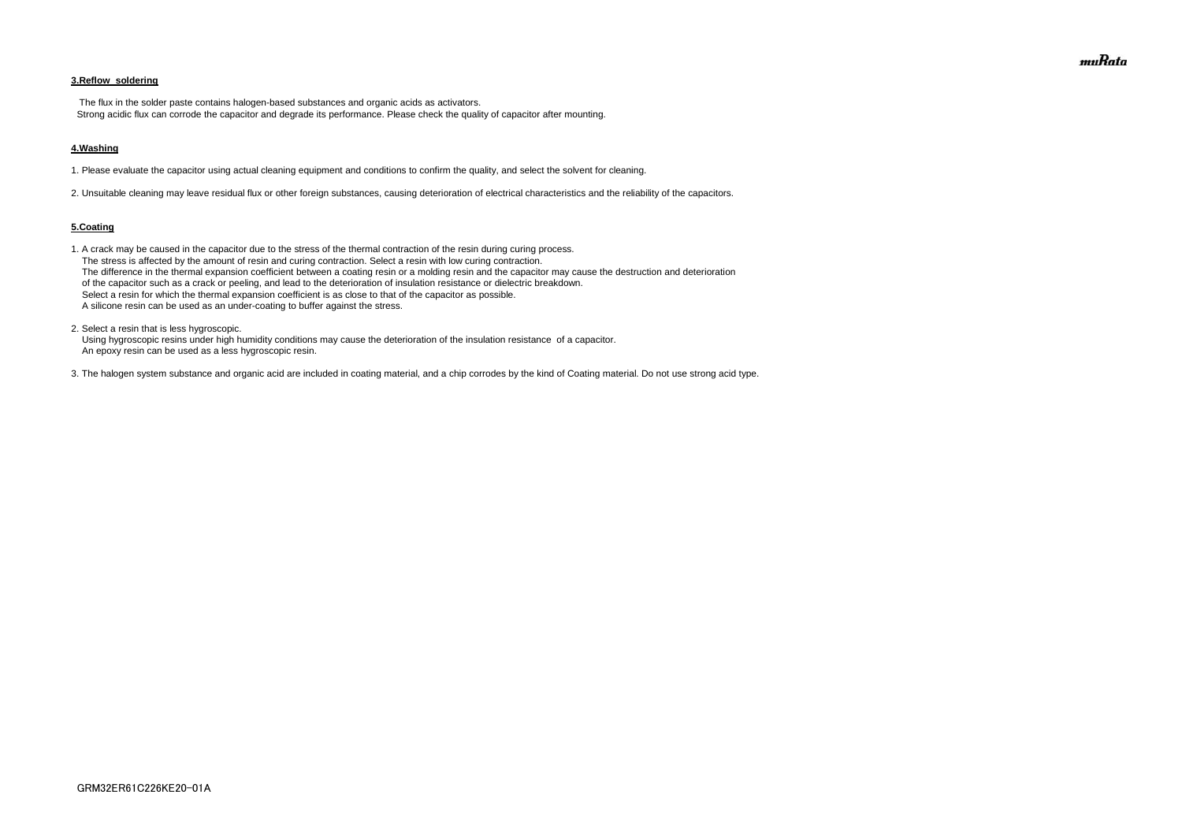### 3.Reflow soldering

The flux in the solder paste contains halogen-based substances and organic acids as activators.
Strong acidic flux can corrode the capacitor and degrade its performance. Please check the quality of capacitor after mounting.

### 4.Washing

1. Please evaluate the capacitor using actual cleaning equipment and conditions to confirm the quality, and select the solvent for cleaning.

2. Unsuitable cleaning may leave residual flux or other foreign substances, causing deterioration of electrical characteristics and the reliability of the capacitors.

### 5.Coating

1. A crack may be caused in the capacitor due to the stress of the thermal contraction of the resin during curing process.
   The stress is affected by the amount of resin and curing contraction. Select a resin with low curing contraction.
   The difference in the thermal expansion coefficient between a coating resin or a molding resin and the capacitor may cause the destruction and deterioration of the capacitor such as a crack or peeling, and lead to the deterioration of insulation resistance or dielectric breakdown.
   Select a resin for which the thermal expansion coefficient is as close to that of the capacitor as possible.
   A silicone resin can be used as an under-coating to buffer against the stress.

2. Select a resin that is less hygroscopic.
   Using hygroscopic resins under high humidity conditions may cause the deterioration of the insulation resistance of a capacitor.
   An epoxy resin can be used as a less hygroscopic resin.

3. The halogen system substance and organic acid are included in coating material, and a chip corrodes by the kind of Coating material. Do not use strong acid type.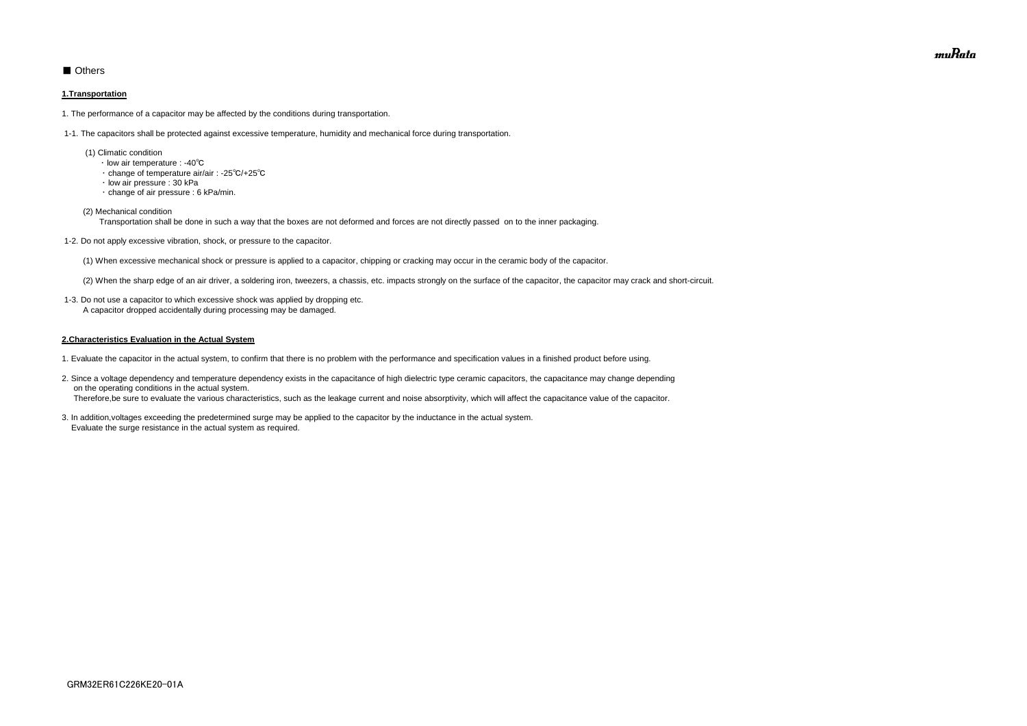## ■ Others

### 1.Transportation

1. The performance of a capacitor may be affected by the conditions during transportation.

1-1. The capacitors shall be protected against excessive temperature, humidity and mechanical force during transportation.

(1) Climatic condition

・low air temperature : -40℃
・change of temperature air/air : -25℃/+25℃
・low air pressure : 30 kPa
・change of air pressure : 6 kPa/min.

(2) Mechanical condition

Transportation shall be done in such a way that the boxes are not deformed and forces are not directly passed on to the inner packaging.

1-2. Do not apply excessive vibration, shock, or pressure to the capacitor.

(1) When excessive mechanical shock or pressure is applied to a capacitor, chipping or cracking may occur in the ceramic body of the capacitor.

(2) When the sharp edge of an air driver, a soldering iron, tweezers, a chassis, etc. impacts strongly on the surface of the capacitor, the capacitor may crack and short-circuit.

1-3. Do not use a capacitor to which excessive shock was applied by dropping etc.
A capacitor dropped accidentally during processing may be damaged.

### 2.Characteristics Evaluation in the Actual System

1. Evaluate the capacitor in the actual system, to confirm that there is no problem with the performance and specification values in a finished product before using.

2. Since a voltage dependency and temperature dependency exists in the capacitance of high dielectric type ceramic capacitors, the capacitance may change depending on the operating conditions in the actual system.
Therefore,be sure to evaluate the various characteristics, such as the leakage current and noise absorptivity, which will affect the capacitance value of the capacitor.

3. In addition,voltages exceeding the predetermined surge may be applied to the capacitor by the inductance in the actual system.
Evaluate the surge resistance in the actual system as required.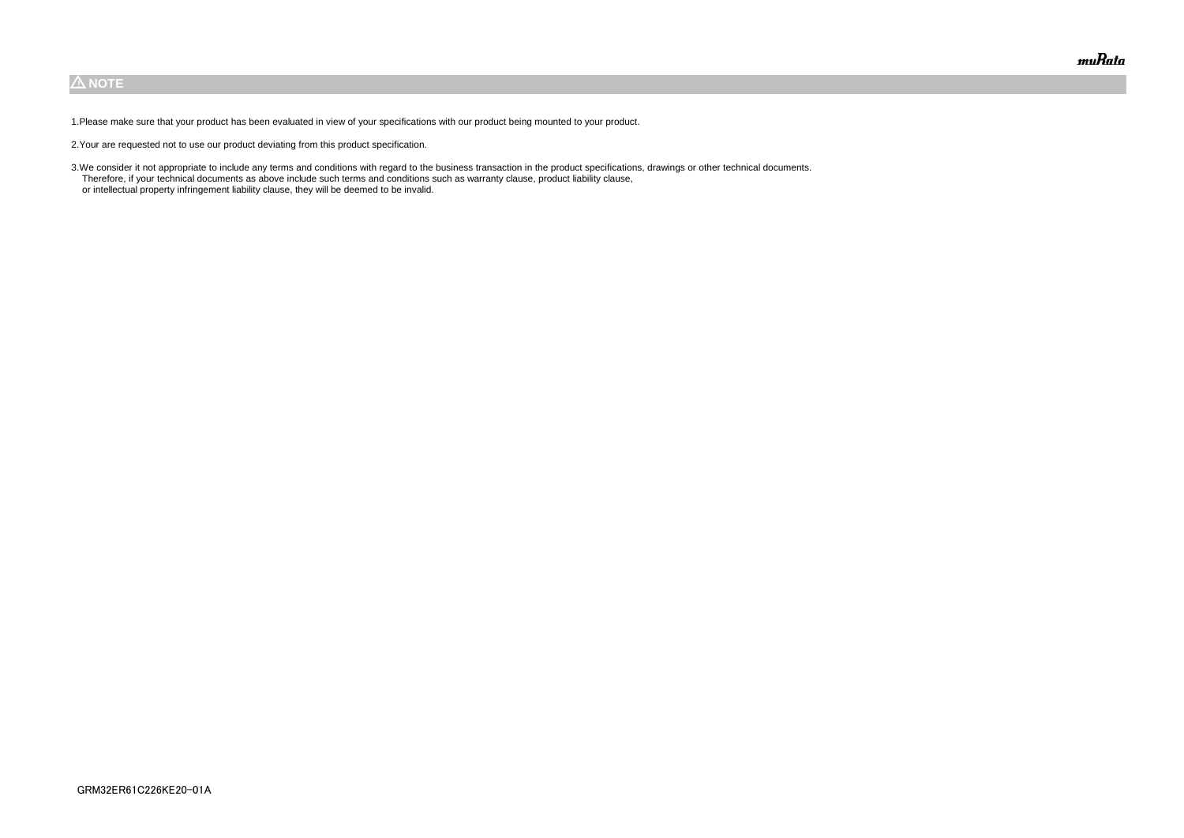## ⚠ NOTE

1.Please make sure that your product has been evaluated in view of your specifications with our product being mounted to your product.

2.Your are requested not to use our product deviating from this product specification.

3.We consider it not appropriate to include any terms and conditions with regard to the business transaction in the product specifications, drawings or other technical documents.
Therefore, if your technical documents as above include such terms and conditions such as warranty clause, product liability clause,
or intellectual property infringement liability clause, they will be deemed to be invalid.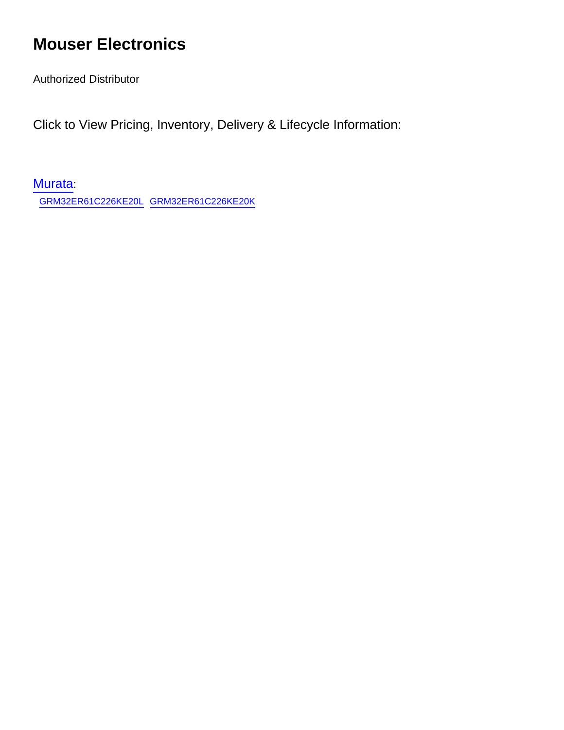# Mouser Electronics

Authorized Distributor

Click to View Pricing, Inventory, Delivery & Lifecycle Information:

Murata:

GRM32ER61C226KE20L GRM32ER61C226KE20K